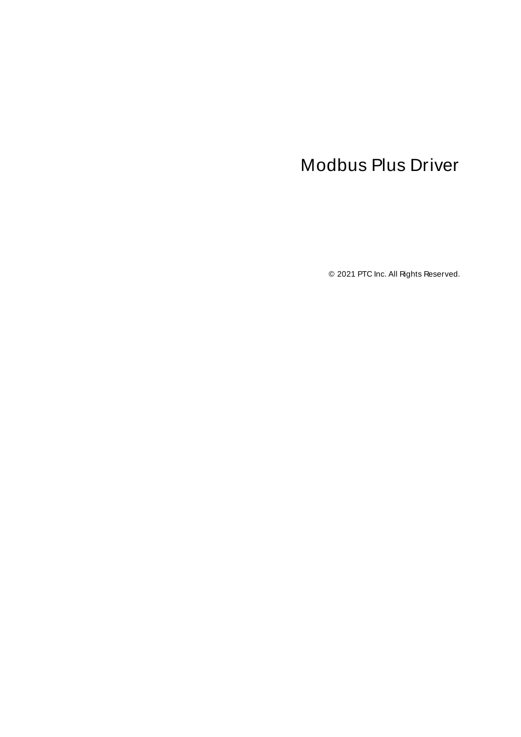# Modbus Plus Driver

© 2021 PTC Inc. All Rights Reserved.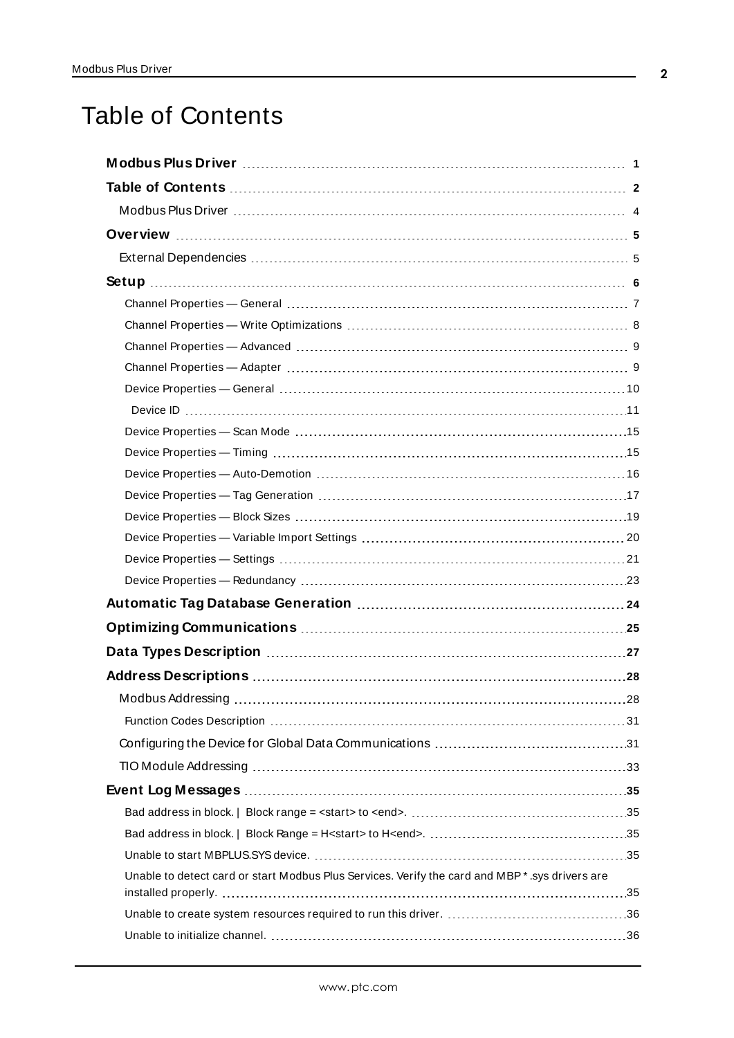# Table of Contents

**Modbus Plus Driver** 1

**Table of Contents** 2

Modbus Plus Driver 4

**Overview** 5

External Dependencies 5

**Setup** 6

Channel Properties — General 7

Channel Properties — Write Optimizations 8

Channel Properties — Advanced 9

Channel Properties — Adapter 9

Device Properties — General 10

Device ID 11

Device Properties — Scan Mode 15

Device Properties — Timing 15

Device Properties — Auto-Demotion 16

Device Properties — Tag Generation 17

Device Properties — Block Sizes 19

Device Properties — Variable Import Settings 20

Device Properties — Settings 21

Device Properties — Redundancy 23

**Automatic Tag Database Generation** 24

**Optimizing Communications** 25

**Data Types Description** 27

**Address Descriptions** 28

Modbus Addressing 28

Function Codes Description 31

Configuring the Device for Global Data Communications 31

TIO Module Addressing 33

**Event Log Messages** 35

Bad address in block. | Block range = <start> to <end>. 35

Bad address in block. | Block Range = H<start> to H<end>. 35

Unable to start MBPLUS.SYS device. 35

Unable to detect card or start Modbus Plus Services. Verify the card and MBP*.sys drivers are installed properly. 35

Unable to create system resources required to run this driver. 36

Unable to initialize channel. 36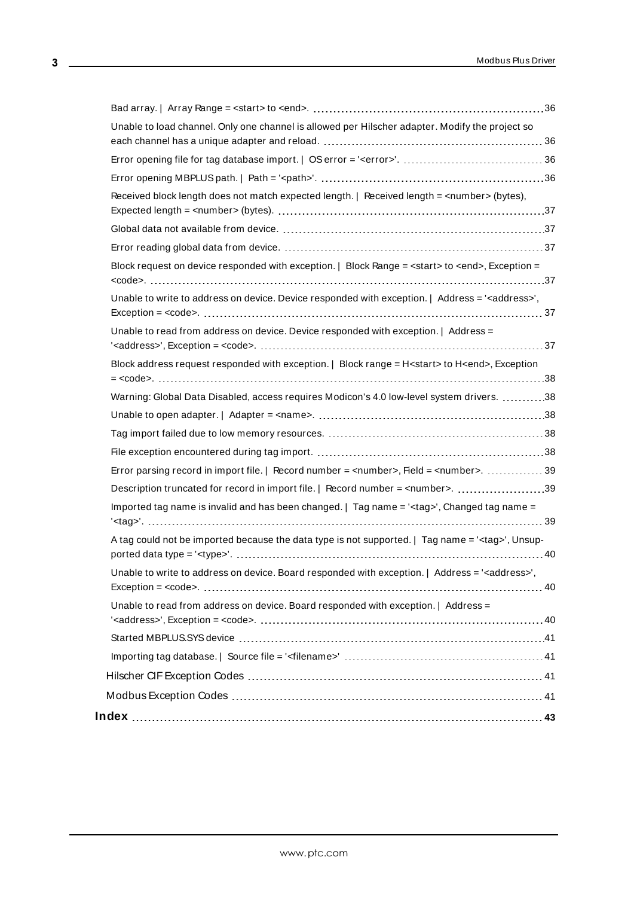Bad array. | Array Range = <start> to <end>. 36

Unable to load channel. Only one channel is allowed per Hilscher adapter. Modify the project so each channel has a unique adapter and reload. 36

Error opening file for tag database import. | OS error = '<error>'. 36

Error opening MBPLUS path. | Path = '<path>'. 36

Received block length does not match expected length. | Received length = <number> (bytes), Expected length = <number> (bytes). 37

Global data not available from device. 37

Error reading global data from device. 37

Block request on device responded with exception. | Block Range = <start> to <end>, Exception = <code>. 37

Unable to write to address on device. Device responded with exception. | Address = '<address>', Exception = <code>. 37

Unable to read from address on device. Device responded with exception. | Address = '<address>', Exception = <code>. 37

Block address request responded with exception. | Block range = H<start> to H<end>, Exception = <code>. 38

Warning: Global Data Disabled, access requires Modicon's 4.0 low-level system drivers. 38

Unable to open adapter. | Adapter = <name>. 38

Tag import failed due to low memory resources. 38

File exception encountered during tag import. 38

Error parsing record in import file. | Record number = <number>, Field = <number>. 39

Description truncated for record in import file. | Record number = <number>. 39

Imported tag name is invalid and has been changed. | Tag name = '<tag>', Changed tag name = '<tag>'. 39

A tag could not be imported because the data type is not supported. | Tag name = '<tag>', Unsupported data type = '<type>'. 40

Unable to write to address on device. Board responded with exception. | Address = '<address>', Exception = <code>. 40

Unable to read from address on device. Board responded with exception. | Address = '<address>', Exception = <code>. 40

Started MBPLUS.SYS device 41

Importing tag database. | Source file = '<filename>' 41

Hilscher CIF Exception Codes 41

Modbus Exception Codes 41

**Index 43**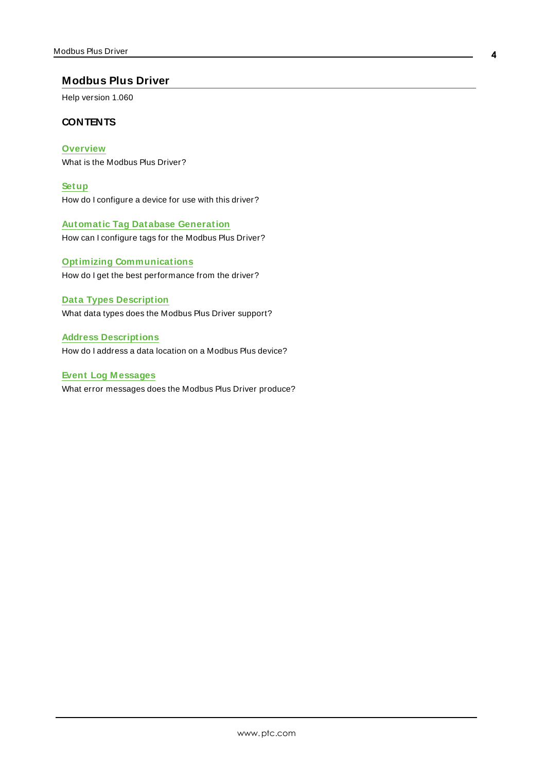# Modbus Plus Driver

Help version 1.060

## CONTENTS

**Overview**
What is the Modbus Plus Driver?

**Setup**
How do I configure a device for use with this driver?

**Automatic Tag Database Generation**
How can I configure tags for the Modbus Plus Driver?

**Optimizing Communications**
How do I get the best performance from the driver?

**Data Types Description**
What data types does the Modbus Plus Driver support?

**Address Descriptions**
How do I address a data location on a Modbus Plus device?

**Event Log Messages**
What error messages does the Modbus Plus Driver produce?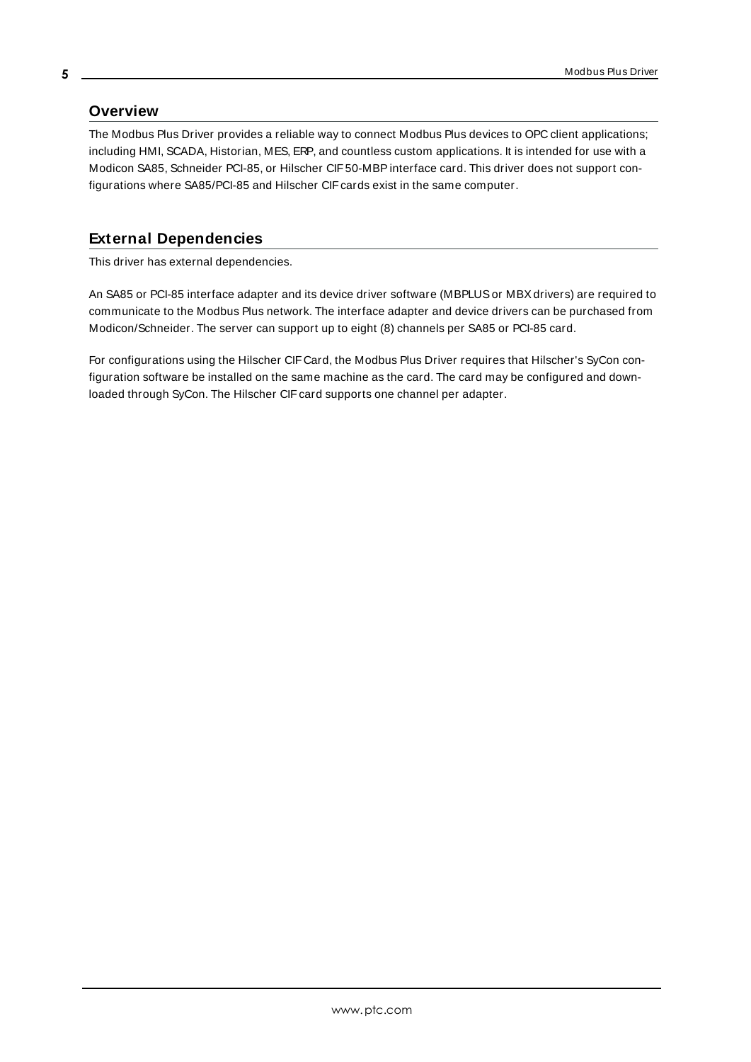## Overview

The Modbus Plus Driver provides a reliable way to connect Modbus Plus devices to OPC client applications; including HMI, SCADA, Historian, MES, ERP, and countless custom applications. It is intended for use with a Modicon SA85, Schneider PCI-85, or Hilscher CIF 50-MBP interface card. This driver does not support configurations where SA85/PCI-85 and Hilscher CIF cards exist in the same computer.

## External Dependencies

This driver has external dependencies.

An SA85 or PCI-85 interface adapter and its device driver software (MBPLUS or MBX drivers) are required to communicate to the Modbus Plus network. The interface adapter and device drivers can be purchased from Modicon/Schneider. The server can support up to eight (8) channels per SA85 or PCI-85 card.

For configurations using the Hilscher CIF Card, the Modbus Plus Driver requires that Hilscher's SyCon configuration software be installed on the same machine as the card. The card may be configured and downloaded through SyCon. The Hilscher CIF card supports one channel per adapter.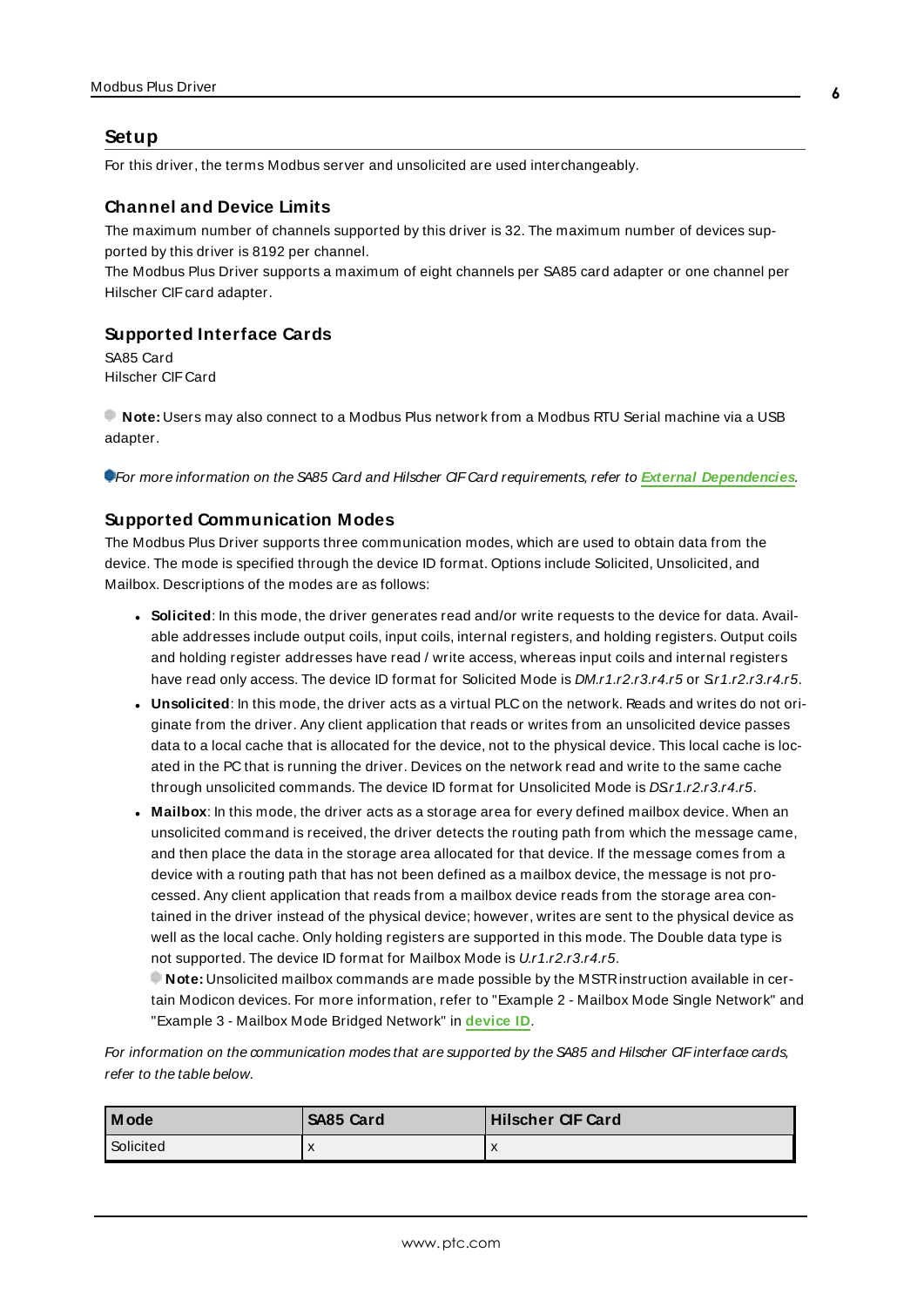## Setup

For this driver, the terms Modbus server and unsolicited are used interchangeably.

### Channel and Device Limits

The maximum number of channels supported by this driver is 32. The maximum number of devices supported by this driver is 8192 per channel.

The Modbus Plus Driver supports a maximum of eight channels per SA85 card adapter or one channel per Hilscher CIF card adapter.

### Supported Interface Cards

SA85 Card
Hilscher CIF Card

**Note:** Users may also connect to a Modbus Plus network from a Modbus RTU Serial machine via a USB adapter.

*For more information on the SA85 Card and Hilscher CIF Card requirements, refer to* ***External Dependencies****.*

### Supported Communication Modes

The Modbus Plus Driver supports three communication modes, which are used to obtain data from the device. The mode is specified through the device ID format. Options include Solicited, Unsolicited, and Mailbox. Descriptions of the modes are as follows:

- **Solicited**: In this mode, the driver generates read and/or write requests to the device for data. Available addresses include output coils, input coils, internal registers, and holding registers. Output coils and holding register addresses have read / write access, whereas input coils and internal registers have read only access. The device ID format for Solicited Mode is *DM.r1.r2.r3.r4.r5* or *S.r1.r2.r3.r4.r5*.
- **Unsolicited**: In this mode, the driver acts as a virtual PLC on the network. Reads and writes do not originate from the driver. Any client application that reads or writes from an unsolicited device passes data to a local cache that is allocated for the device, not to the physical device. This local cache is located in the PC that is running the driver. Devices on the network read and write to the same cache through unsolicited commands. The device ID format for Unsolicited Mode is *DS.r1.r2.r3.r4.r5*.
- **Mailbox**: In this mode, the driver acts as a storage area for every defined mailbox device. When an unsolicited command is received, the driver detects the routing path from which the message came, and then place the data in the storage area allocated for that device. If the message comes from a device with a routing path that has not been defined as a mailbox device, the message is not processed. Any client application that reads from a mailbox device reads from the storage area contained in the driver instead of the physical device; however, writes are sent to the physical device as well as the local cache. Only holding registers are supported in this mode. The Double data type is not supported. The device ID format for Mailbox Mode is *U.r1.r2.r3.r4.r5*.
  **Note:** Unsolicited mailbox commands are made possible by the MSTR instruction available in certain Modicon devices. For more information, refer to "Example 2 - Mailbox Mode Single Network" and "Example 3 - Mailbox Mode Bridged Network" in **device ID**.

*For information on the communication modes that are supported by the SA85 and Hilscher CIF interface cards, refer to the table below.*

| Mode | SA85 Card | Hilscher CIF Card |
|---|---|---|
| Solicited | x | x |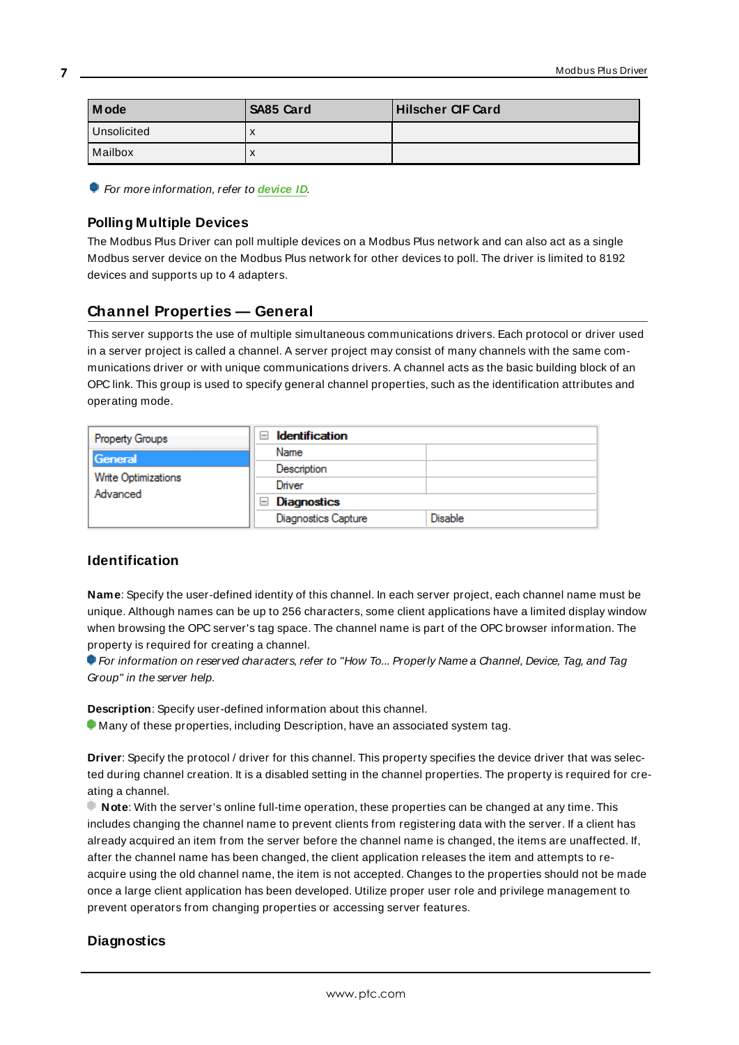| Mode | SA85 Card | Hilscher CIF Card |
| --- | --- | --- |
| Unsolicited | x | |
| Mailbox | x | |

*For more information, refer to **device ID**.*

### Polling Multiple Devices

The Modbus Plus Driver can poll multiple devices on a Modbus Plus network and can also act as a single Modbus server device on the Modbus Plus network for other devices to poll. The driver is limited to 8192 devices and supports up to 4 adapters.

## Channel Properties — General

This server supports the use of multiple simultaneous communications drivers. Each protocol or driver used in a server project is called a channel. A server project may consist of many channels with the same communications driver or with unique communications drivers. A channel acts as the basic building block of an OPC link. This group is used to specify general channel properties, such as the identification attributes and operating mode.

### Identification

**Name**: Specify the user-defined identity of this channel. In each server project, each channel name must be unique. Although names can be up to 256 characters, some client applications have a limited display window when browsing the OPC server's tag space. The channel name is part of the OPC browser information. The property is required for creating a channel.

*For information on reserved characters, refer to "How To... Properly Name a Channel, Device, Tag, and Tag Group" in the server help.*

**Description**: Specify user-defined information about this channel.

Many of these properties, including Description, have an associated system tag.

**Driver**: Specify the protocol / driver for this channel. This property specifies the device driver that was selected during channel creation. It is a disabled setting in the channel properties. The property is required for creating a channel.

**Note**: With the server's online full-time operation, these properties can be changed at any time. This includes changing the channel name to prevent clients from registering data with the server. If a client has already acquired an item from the server before the channel name is changed, the items are unaffected. If, after the channel name has been changed, the client application releases the item and attempts to re-acquire using the old channel name, the item is not accepted. Changes to the properties should not be made once a large client application has been developed. Utilize proper user role and privilege management to prevent operators from changing properties or accessing server features.

### Diagnostics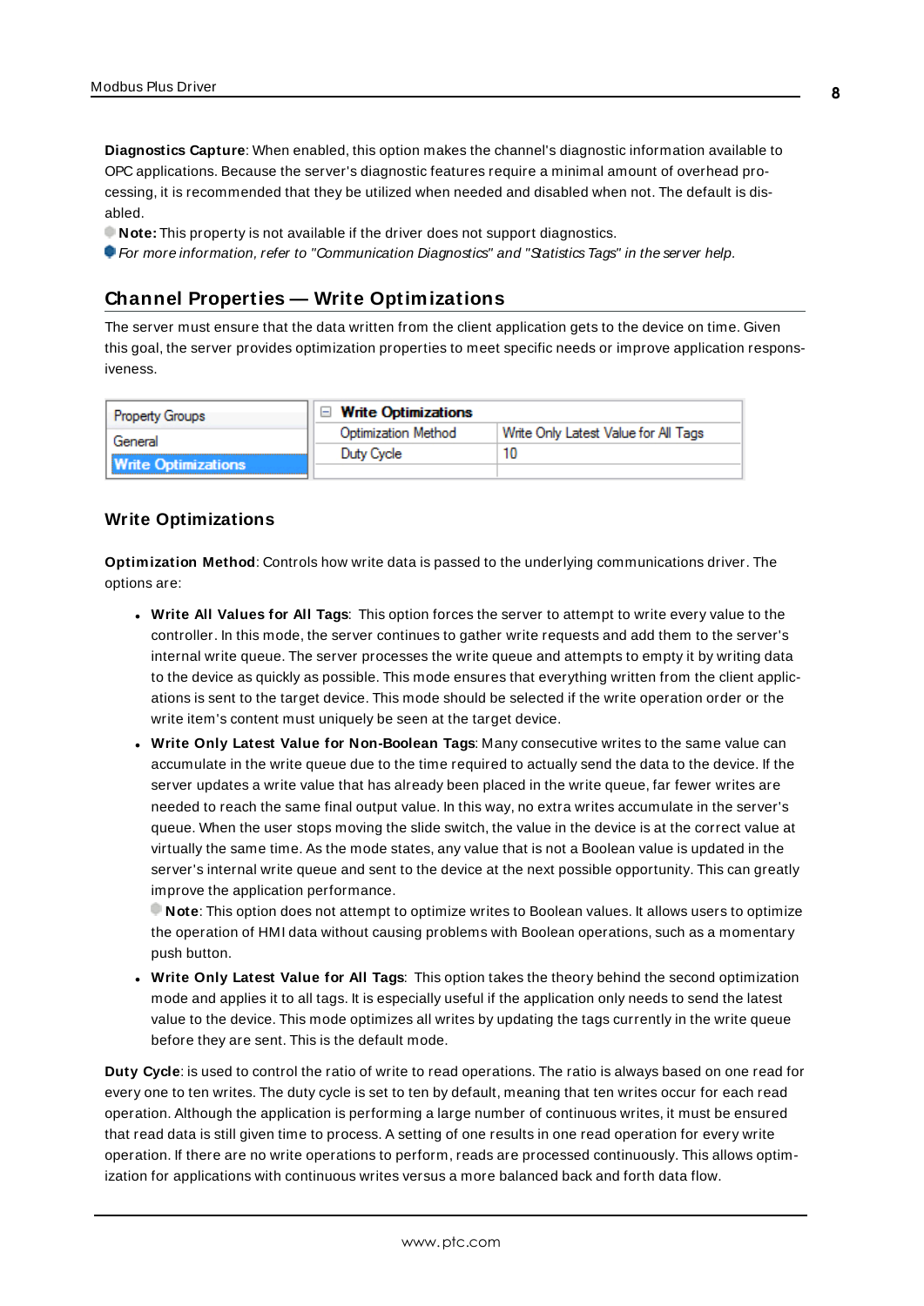**Diagnostics Capture**: When enabled, this option makes the channel's diagnostic information available to OPC applications. Because the server's diagnostic features require a minimal amount of overhead processing, it is recommended that they be utilized when needed and disabled when not. The default is disabled.

**Note:** This property is not available if the driver does not support diagnostics.

*For more information, refer to "Communication Diagnostics" and "Statistics Tags" in the server help.*

## Channel Properties — Write Optimizations

The server must ensure that the data written from the client application gets to the device on time. Given this goal, the server provides optimization properties to meet specific needs or improve application responsiveness.

| Property Groups | Write Optimizations | |
|---|---|---|
| General | Optimization Method | Write Only Latest Value for All Tags |
| Write Optimizations | Duty Cycle | 10 |

### Write Optimizations

**Optimization Method**: Controls how write data is passed to the underlying communications driver. The options are:

- **Write All Values for All Tags**: This option forces the server to attempt to write every value to the controller. In this mode, the server continues to gather write requests and add them to the server's internal write queue. The server processes the write queue and attempts to empty it by writing data to the device as quickly as possible. This mode ensures that everything written from the client applications is sent to the target device. This mode should be selected if the write operation order or the write item's content must uniquely be seen at the target device.
- **Write Only Latest Value for Non-Boolean Tags**: Many consecutive writes to the same value can accumulate in the write queue due to the time required to actually send the data to the device. If the server updates a write value that has already been placed in the write queue, far fewer writes are needed to reach the same final output value. In this way, no extra writes accumulate in the server's queue. When the user stops moving the slide switch, the value in the device is at the correct value at virtually the same time. As the mode states, any value that is not a Boolean value is updated in the server's internal write queue and sent to the device at the next possible opportunity. This can greatly improve the application performance.
  **Note**: This option does not attempt to optimize writes to Boolean values. It allows users to optimize the operation of HMI data without causing problems with Boolean operations, such as a momentary push button.
- **Write Only Latest Value for All Tags**: This option takes the theory behind the second optimization mode and applies it to all tags. It is especially useful if the application only needs to send the latest value to the device. This mode optimizes all writes by updating the tags currently in the write queue before they are sent. This is the default mode.

**Duty Cycle**: is used to control the ratio of write to read operations. The ratio is always based on one read for every one to ten writes. The duty cycle is set to ten by default, meaning that ten writes occur for each read operation. Although the application is performing a large number of continuous writes, it must be ensured that read data is still given time to process. A setting of one results in one read operation for every write operation. If there are no write operations to perform, reads are processed continuously. This allows optimization for applications with continuous writes versus a more balanced back and forth data flow.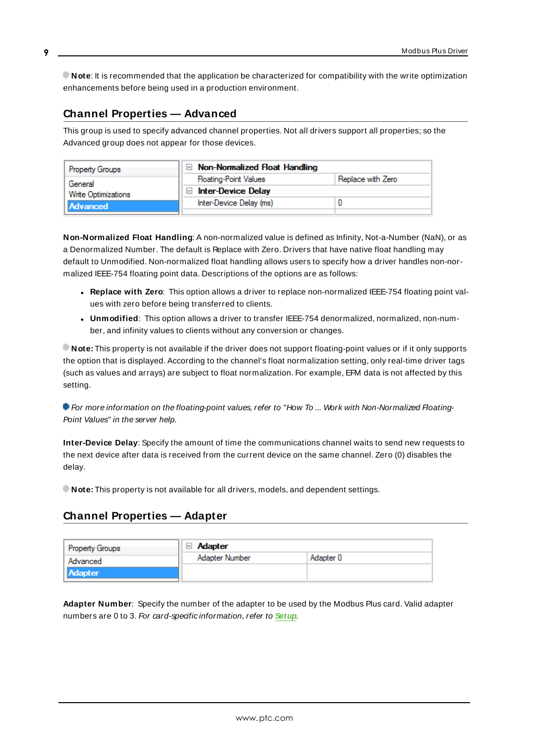**Note**: It is recommended that the application be characterized for compatibility with the write optimization enhancements before being used in a production environment.

## Channel Properties — Advanced

This group is used to specify advanced channel properties. Not all drivers support all properties; so the Advanced group does not appear for those devices.

| Property Groups | Non-Normalized Float Handling | |
|---|---|---|
| General | Floating-Point Values | Replace with Zero |
| Write Optimizations | **Inter-Device Delay** | |
| **Advanced** | Inter-Device Delay (ms) | 0 |

**Non-Normalized Float Handling**: A non-normalized value is defined as Infinity, Not-a-Number (NaN), or as a Denormalized Number. The default is Replace with Zero. Drivers that have native float handling may default to Unmodified. Non-normalized float handling allows users to specify how a driver handles non-normalized IEEE-754 floating point data. Descriptions of the options are as follows:

- **Replace with Zero**: This option allows a driver to replace non-normalized IEEE-754 floating point values with zero before being transferred to clients.
- **Unmodified**: This option allows a driver to transfer IEEE-754 denormalized, normalized, non-number, and infinity values to clients without any conversion or changes.

**Note:** This property is not available if the driver does not support floating-point values or if it only supports the option that is displayed. According to the channel's float normalization setting, only real-time driver tags (such as values and arrays) are subject to float normalization. For example, EFM data is not affected by this setting.

*For more information on the floating-point values, refer to "How To ... Work with Non-Normalized Floating-Point Values" in the server help.*

**Inter-Device Delay**: Specify the amount of time the communications channel waits to send new requests to the next device after data is received from the current device on the same channel. Zero (0) disables the delay.

**Note:** This property is not available for all drivers, models, and dependent settings.

## Channel Properties — Adapter

| Property Groups | **Adapter** | |
|---|---|---|
| Advanced | Adapter Number | Adapter 0 |
| **Adapter** | | |

**Adapter Number**: Specify the number of the adapter to be used by the Modbus Plus card. Valid adapter numbers are 0 to 3. *For card-specific information, refer to* ***Setup***.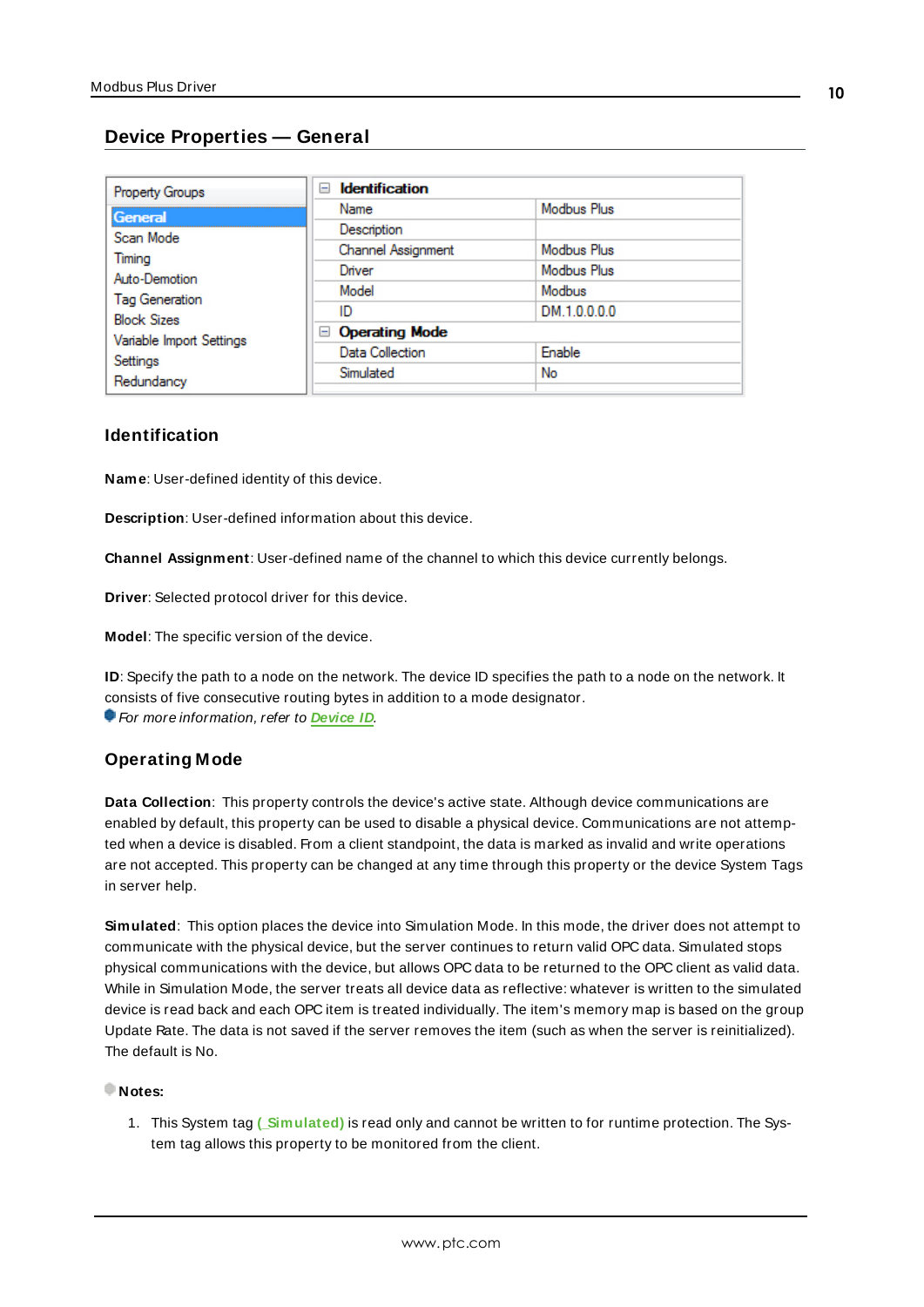## Device Properties — General

| Property Groups | Identification | |
|---|---|---|
| **General** | Name | Modbus Plus |
| Scan Mode | Description | |
| Timing | Channel Assignment | Modbus Plus |
| Auto-Demotion | Driver | Modbus Plus |
| Tag Generation | Model | Modbus |
| Block Sizes | ID | DM.1.0.0.0.0 |
| Variable Import Settings | **Operating Mode** | |
| Settings | Data Collection | Enable |
| Redundancy | Simulated | No |

### Identification

**Name**: User-defined identity of this device.

**Description**: User-defined information about this device.

**Channel Assignment**: User-defined name of the channel to which this device currently belongs.

**Driver**: Selected protocol driver for this device.

**Model**: The specific version of the device.

**ID**: Specify the path to a node on the network. The device ID specifies the path to a node on the network. It consists of five consecutive routing bytes in addition to a mode designator.

*For more information, refer to* ***Device ID****.*

### Operating Mode

**Data Collection**: This property controls the device's active state. Although device communications are enabled by default, this property can be used to disable a physical device. Communications are not attempted when a device is disabled. From a client standpoint, the data is marked as invalid and write operations are not accepted. This property can be changed at any time through this property or the device System Tags in server help.

**Simulated**: This option places the device into Simulation Mode. In this mode, the driver does not attempt to communicate with the physical device, but the server continues to return valid OPC data. Simulated stops physical communications with the device, but allows OPC data to be returned to the OPC client as valid data. While in Simulation Mode, the server treats all device data as reflective: whatever is written to the simulated device is read back and each OPC item is treated individually. The item's memory map is based on the group Update Rate. The data is not saved if the server removes the item (such as when the server is reinitialized). The default is No.

**Notes:**

1. This System tag (**_Simulated**) is read only and cannot be written to for runtime protection. The System tag allows this property to be monitored from the client.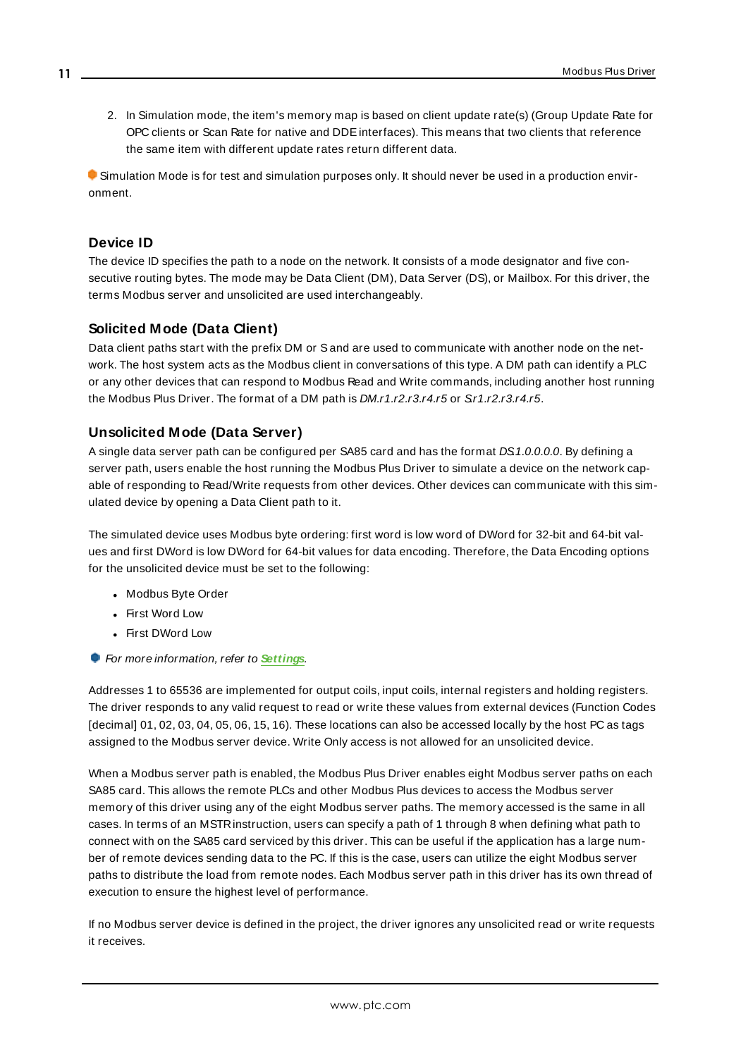2. In Simulation mode, the item's memory map is based on client update rate(s) (Group Update Rate for OPC clients or Scan Rate for native and DDE interfaces). This means that two clients that reference the same item with different update rates return different data.

Simulation Mode is for test and simulation purposes only. It should never be used in a production environment.

### Device ID

The device ID specifies the path to a node on the network. It consists of a mode designator and five consecutive routing bytes. The mode may be Data Client (DM), Data Server (DS), or Mailbox. For this driver, the terms Modbus server and unsolicited are used interchangeably.

### Solicited Mode (Data Client)

Data client paths start with the prefix DM or S and are used to communicate with another node on the network. The host system acts as the Modbus client in conversations of this type. A DM path can identify a PLC or any other devices that can respond to Modbus Read and Write commands, including another host running the Modbus Plus Driver. The format of a DM path is *DM.r1.r2.r3.r4.r5* or *S.r1.r2.r3.r4.r5*.

### Unsolicited Mode (Data Server)

A single data server path can be configured per SA85 card and has the format *DS1.0.0.0.0*. By defining a server path, users enable the host running the Modbus Plus Driver to simulate a device on the network capable of responding to Read/Write requests from other devices. Other devices can communicate with this simulated device by opening a Data Client path to it.

The simulated device uses Modbus byte ordering: first word is low word of DWord for 32-bit and 64-bit values and first DWord is low DWord for 64-bit values for data encoding. Therefore, the Data Encoding options for the unsolicited device must be set to the following:

- Modbus Byte Order
- First Word Low
- First DWord Low

*For more information, refer to* ***Settings****.*

Addresses 1 to 65536 are implemented for output coils, input coils, internal registers and holding registers. The driver responds to any valid request to read or write these values from external devices (Function Codes [decimal] 01, 02, 03, 04, 05, 06, 15, 16). These locations can also be accessed locally by the host PC as tags assigned to the Modbus server device. Write Only access is not allowed for an unsolicited device.

When a Modbus server path is enabled, the Modbus Plus Driver enables eight Modbus server paths on each SA85 card. This allows the remote PLCs and other Modbus Plus devices to access the Modbus server memory of this driver using any of the eight Modbus server paths. The memory accessed is the same in all cases. In terms of an MSTR instruction, users can specify a path of 1 through 8 when defining what path to connect with on the SA85 card serviced by this driver. This can be useful if the application has a large number of remote devices sending data to the PC. If this is the case, users can utilize the eight Modbus server paths to distribute the load from remote nodes. Each Modbus server path in this driver has its own thread of execution to ensure the highest level of performance.

If no Modbus server device is defined in the project, the driver ignores any unsolicited read or write requests it receives.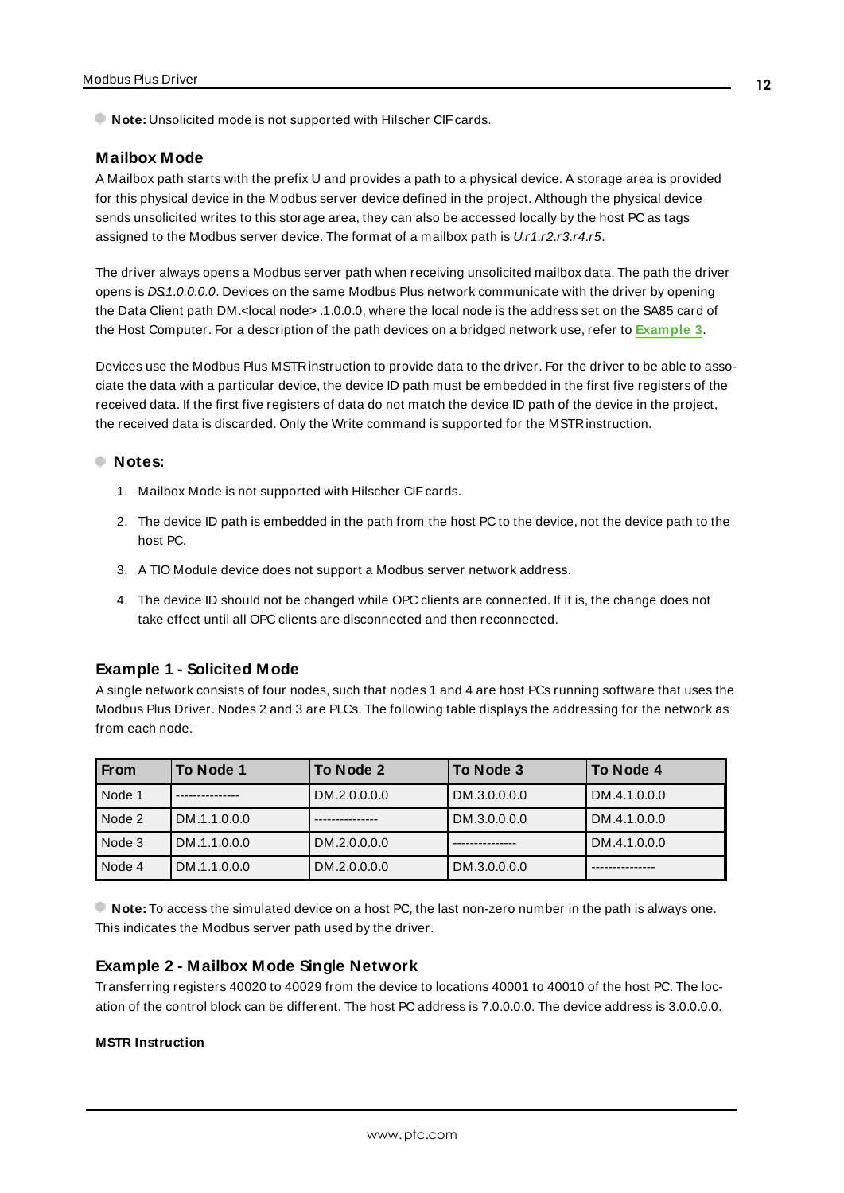**Note:** Unsolicited mode is not supported with Hilscher CIF cards.

### Mailbox Mode

A Mailbox path starts with the prefix U and provides a path to a physical device. A storage area is provided for this physical device in the Modbus server device defined in the project. Although the physical device sends unsolicited writes to this storage area, they can also be accessed locally by the host PC as tags assigned to the Modbus server device. The format of a mailbox path is *U.r1.r2.r3.r4.r5*.

The driver always opens a Modbus server path when receiving unsolicited mailbox data. The path the driver opens is *DS1.0.0.0.0*. Devices on the same Modbus Plus network communicate with the driver by opening the Data Client path DM.<local node> .1.0.0.0, where the local node is the address set on the SA85 card of the Host Computer. For a description of the path devices on a bridged network use, refer to **Example 3**.

Devices use the Modbus Plus MSTR instruction to provide data to the driver. For the driver to be able to associate the data with a particular device, the device ID path must be embedded in the first five registers of the received data. If the first five registers of data do not match the device ID path of the device in the project, the received data is discarded. Only the Write command is supported for the MSTR instruction.

**Notes:**

1. Mailbox Mode is not supported with Hilscher CIF cards.
2. The device ID path is embedded in the path from the host PC to the device, not the device path to the host PC.
3. A TIO Module device does not support a Modbus server network address.
4. The device ID should not be changed while OPC clients are connected. If it is, the change does not take effect until all OPC clients are disconnected and then reconnected.

### Example 1 - Solicited Mode

A single network consists of four nodes, such that nodes 1 and 4 are host PCs running software that uses the Modbus Plus Driver. Nodes 2 and 3 are PLCs. The following table displays the addressing for the network as from each node.

| From | To Node 1 | To Node 2 | To Node 3 | To Node 4 |
|---|---|---|---|---|
| Node 1 | --------------- | DM.2.0.0.0.0 | DM.3.0.0.0.0 | DM.4.1.0.0.0 |
| Node 2 | DM.1.1.0.0.0 | --------------- | DM.3.0.0.0.0 | DM.4.1.0.0.0 |
| Node 3 | DM.1.1.0.0.0 | DM.2.0.0.0.0 | --------------- | DM.4.1.0.0.0 |
| Node 4 | DM.1.1.0.0.0 | DM.2.0.0.0.0 | DM.3.0.0.0.0 | --------------- |

**Note:** To access the simulated device on a host PC, the last non-zero number in the path is always one. This indicates the Modbus server path used by the driver.

### Example 2 - Mailbox Mode Single Network

Transferring registers 40020 to 40029 from the device to locations 40001 to 40010 of the host PC. The location of the control block can be different. The host PC address is 7.0.0.0.0. The device address is 3.0.0.0.0.

**MSTR Instruction**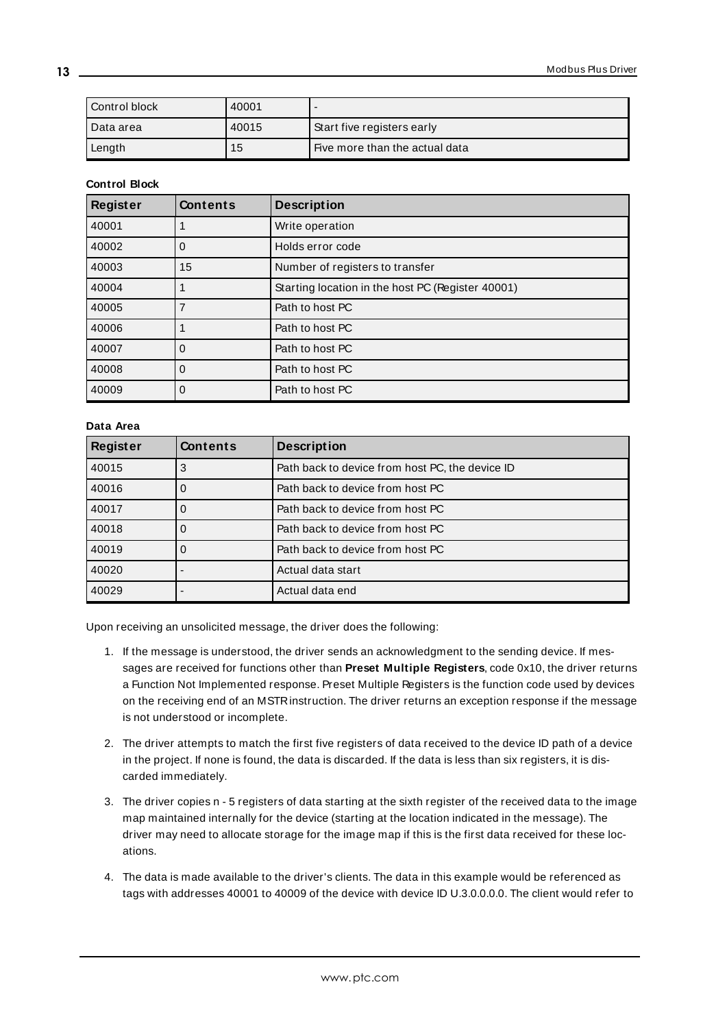| Control block | 40001 | - |
|---|---|---|
| Data area | 40015 | Start five registers early |
| Length | 15 | Five more than the actual data |

**Control Block**

| Register | Contents | Description |
|---|---|---|
| 40001 | 1 | Write operation |
| 40002 | 0 | Holds error code |
| 40003 | 15 | Number of registers to transfer |
| 40004 | 1 | Starting location in the host PC (Register 40001) |
| 40005 | 7 | Path to host PC |
| 40006 | 1 | Path to host PC |
| 40007 | 0 | Path to host PC |
| 40008 | 0 | Path to host PC |
| 40009 | 0 | Path to host PC |

**Data Area**

| Register | Contents | Description |
|---|---|---|
| 40015 | 3 | Path back to device from host PC, the device ID |
| 40016 | 0 | Path back to device from host PC |
| 40017 | 0 | Path back to device from host PC |
| 40018 | 0 | Path back to device from host PC |
| 40019 | 0 | Path back to device from host PC |
| 40020 | - | Actual data start |
| 40029 | - | Actual data end |

Upon receiving an unsolicited message, the driver does the following:

1. If the message is understood, the driver sends an acknowledgment to the sending device. If messages are received for functions other than **Preset Multiple Registers**, code 0x10, the driver returns a Function Not Implemented response. Preset Multiple Registers is the function code used by devices on the receiving end of an MSTR instruction. The driver returns an exception response if the message is not understood or incomplete.
2. The driver attempts to match the first five registers of data received to the device ID path of a device in the project. If none is found, the data is discarded. If the data is less than six registers, it is discarded immediately.
3. The driver copies n - 5 registers of data starting at the sixth register of the received data to the image map maintained internally for the device (starting at the location indicated in the message). The driver may need to allocate storage for the image map if this is the first data received for these locations.
4. The data is made available to the driver's clients. The data in this example would be referenced as tags with addresses 40001 to 40009 of the device with device ID U.3.0.0.0.0. The client would refer to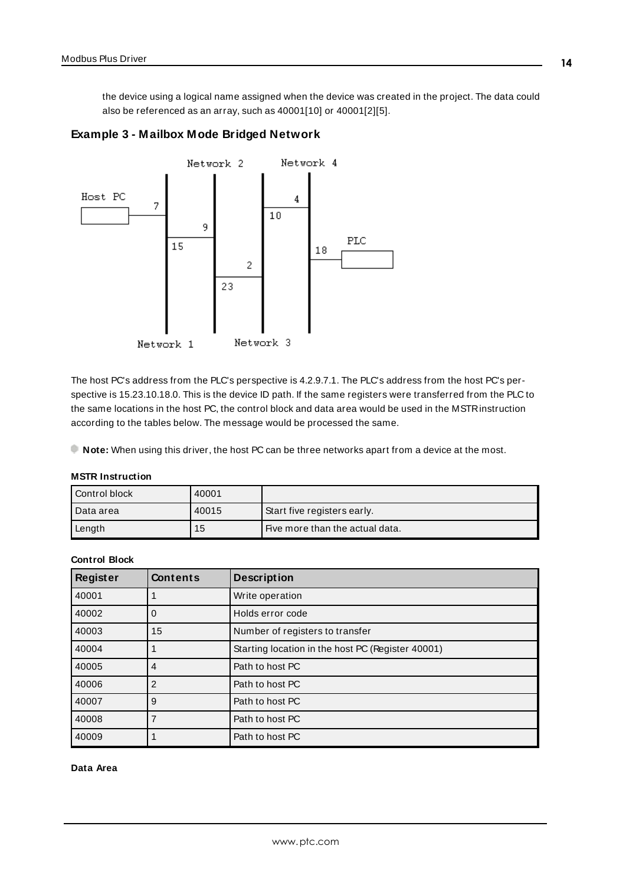the device using a logical name assigned when the device was created in the project. The data could also be referenced as an array, such as 40001[10] or 40001[2][5].

### Example 3 - Mailbox Mode Bridged Network

The host PC's address from the PLC's perspective is 4.2.9.7.1. The PLC's address from the host PC's perspective is 15.23.10.18.0. This is the device ID path. If the same registers were transferred from the PLC to the same locations in the host PC, the control block and data area would be used in the MSTR instruction according to the tables below. The message would be processed the same.

**Note:** When using this driver, the host PC can be three networks apart from a device at the most.

**MSTR Instruction**

| Control block | 40001 | |
|---|---|---|
| Data area | 40015 | Start five registers early. |
| Length | 15 | Five more than the actual data. |

**Control Block**

| Register | Contents | Description |
|---|---|---|
| 40001 | 1 | Write operation |
| 40002 | 0 | Holds error code |
| 40003 | 15 | Number of registers to transfer |
| 40004 | 1 | Starting location in the host PC (Register 40001) |
| 40005 | 4 | Path to host PC |
| 40006 | 2 | Path to host PC |
| 40007 | 9 | Path to host PC |
| 40008 | 7 | Path to host PC |
| 40009 | 1 | Path to host PC |

**Data Area**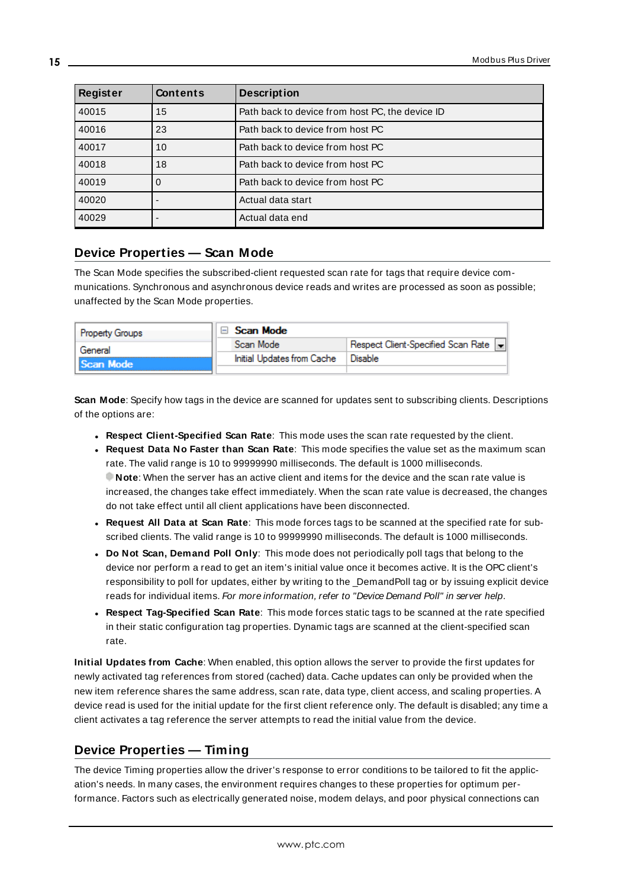| Register | Contents | Description |
|---|---|---|
| 40015 | 15 | Path back to device from host PC, the device ID |
| 40016 | 23 | Path back to device from host PC |
| 40017 | 10 | Path back to device from host PC |
| 40018 | 18 | Path back to device from host PC |
| 40019 | 0 | Path back to device from host PC |
| 40020 | - | Actual data start |
| 40029 | - | Actual data end |

## Device Properties — Scan Mode

The Scan Mode specifies the subscribed-client requested scan rate for tags that require device communications. Synchronous and asynchronous device reads and writes are processed as soon as possible; unaffected by the Scan Mode properties.

| Property Groups | Scan Mode | |
|---|---|---|
| General | Scan Mode | Respect Client-Specified Scan Rate |
| Scan Mode | Initial Updates from Cache | Disable |

**Scan Mode**: Specify how tags in the device are scanned for updates sent to subscribing clients. Descriptions of the options are:

- **Respect Client-Specified Scan Rate**: This mode uses the scan rate requested by the client.
- **Request Data No Faster than Scan Rate**: This mode specifies the value set as the maximum scan rate. The valid range is 10 to 99999990 milliseconds. The default is 1000 milliseconds.
  **Note**: When the server has an active client and items for the device and the scan rate value is increased, the changes take effect immediately. When the scan rate value is decreased, the changes do not take effect until all client applications have been disconnected.
- **Request All Data at Scan Rate**: This mode forces tags to be scanned at the specified rate for subscribed clients. The valid range is 10 to 99999990 milliseconds. The default is 1000 milliseconds.
- **Do Not Scan, Demand Poll Only**: This mode does not periodically poll tags that belong to the device nor perform a read to get an item's initial value once it becomes active. It is the OPC client's responsibility to poll for updates, either by writing to the _DemandPoll tag or by issuing explicit device reads for individual items. *For more information, refer to "Device Demand Poll" in server help*.
- **Respect Tag-Specified Scan Rate**: This mode forces static tags to be scanned at the rate specified in their static configuration tag properties. Dynamic tags are scanned at the client-specified scan rate.

**Initial Updates from Cache**: When enabled, this option allows the server to provide the first updates for newly activated tag references from stored (cached) data. Cache updates can only be provided when the new item reference shares the same address, scan rate, data type, client access, and scaling properties. A device read is used for the initial update for the first client reference only. The default is disabled; any time a client activates a tag reference the server attempts to read the initial value from the device.

## Device Properties — Timing

The device Timing properties allow the driver's response to error conditions to be tailored to fit the application's needs. In many cases, the environment requires changes to these properties for optimum performance. Factors such as electrically generated noise, modem delays, and poor physical connections can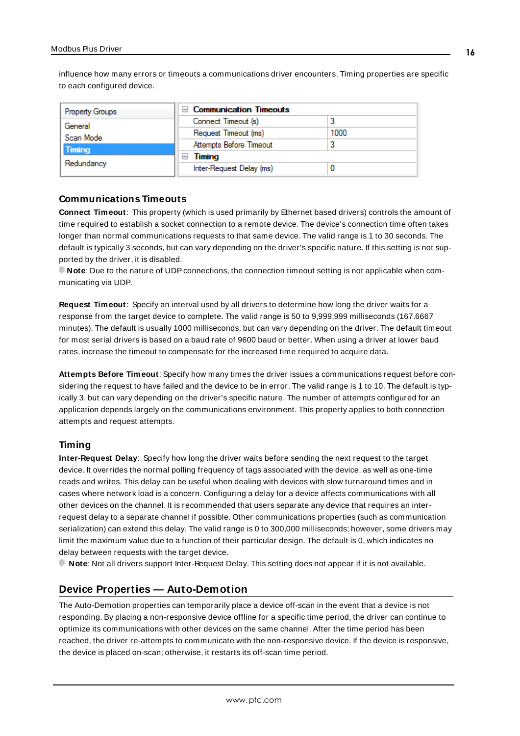influence how many errors or timeouts a communications driver encounters. Timing properties are specific to each configured device.

| Property Groups | Communication Timeouts | |
|---|---|---|
| General | Connect Timeout (s) | 3 |
| Scan Mode | Request Timeout (ms) | 1000 |
| Timing | Attempts Before Timeout | 3 |
| Redundancy | Timing | |
| | Inter-Request Delay (ms) | 0 |

### Communications Timeouts

**Connect Timeout**: This property (which is used primarily by Ethernet based drivers) controls the amount of time required to establish a socket connection to a remote device. The device's connection time often takes longer than normal communications requests to that same device. The valid range is 1 to 30 seconds. The default is typically 3 seconds, but can vary depending on the driver's specific nature. If this setting is not supported by the driver, it is disabled.

**Note**: Due to the nature of UDP connections, the connection timeout setting is not applicable when communicating via UDP.

**Request Timeout**: Specify an interval used by all drivers to determine how long the driver waits for a response from the target device to complete. The valid range is 50 to 9,999,999 milliseconds (167.6667 minutes). The default is usually 1000 milliseconds, but can vary depending on the driver. The default timeout for most serial drivers is based on a baud rate of 9600 baud or better. When using a driver at lower baud rates, increase the timeout to compensate for the increased time required to acquire data.

**Attempts Before Timeout**: Specify how many times the driver issues a communications request before considering the request to have failed and the device to be in error. The valid range is 1 to 10. The default is typically 3, but can vary depending on the driver's specific nature. The number of attempts configured for an application depends largely on the communications environment. This property applies to both connection attempts and request attempts.

### Timing

**Inter-Request Delay**: Specify how long the driver waits before sending the next request to the target device. It overrides the normal polling frequency of tags associated with the device, as well as one-time reads and writes. This delay can be useful when dealing with devices with slow turnaround times and in cases where network load is a concern. Configuring a delay for a device affects communications with all other devices on the channel. It is recommended that users separate any device that requires an inter-request delay to a separate channel if possible. Other communications properties (such as communication serialization) can extend this delay. The valid range is 0 to 300,000 milliseconds; however, some drivers may limit the maximum value due to a function of their particular design. The default is 0, which indicates no delay between requests with the target device.

**Note**: Not all drivers support Inter-Request Delay. This setting does not appear if it is not available.

## Device Properties — Auto-Demotion

The Auto-Demotion properties can temporarily place a device off-scan in the event that a device is not responding. By placing a non-responsive device offline for a specific time period, the driver can continue to optimize its communications with other devices on the same channel. After the time period has been reached, the driver re-attempts to communicate with the non-responsive device. If the device is responsive, the device is placed on-scan; otherwise, it restarts its off-scan time period.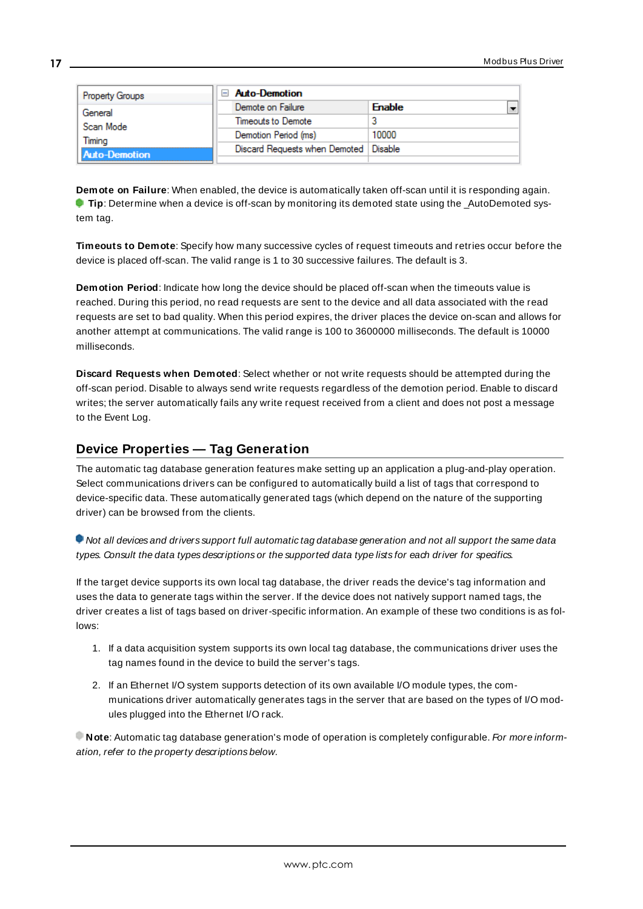| Property Groups | Auto-Demotion | |
|---|---|---|
| General | Demote on Failure | Enable |
| Scan Mode | Timeouts to Demote | 3 |
| Timing | Demotion Period (ms) | 10000 |
| Auto-Demotion | Discard Requests when Demoted | Disable |

**Demote on Failure**: When enabled, the device is automatically taken off-scan until it is responding again.

**Tip**: Determine when a device is off-scan by monitoring its demoted state using the _AutoDemoted system tag.

**Timeouts to Demote**: Specify how many successive cycles of request timeouts and retries occur before the device is placed off-scan. The valid range is 1 to 30 successive failures. The default is 3.

**Demotion Period**: Indicate how long the device should be placed off-scan when the timeouts value is reached. During this period, no read requests are sent to the device and all data associated with the read requests are set to bad quality. When this period expires, the driver places the device on-scan and allows for another attempt at communications. The valid range is 100 to 3600000 milliseconds. The default is 10000 milliseconds.

**Discard Requests when Demoted**: Select whether or not write requests should be attempted during the off-scan period. Disable to always send write requests regardless of the demotion period. Enable to discard writes; the server automatically fails any write request received from a client and does not post a message to the Event Log.

## Device Properties — Tag Generation

The automatic tag database generation features make setting up an application a plug-and-play operation. Select communications drivers can be configured to automatically build a list of tags that correspond to device-specific data. These automatically generated tags (which depend on the nature of the supporting driver) can be browsed from the clients.

*Not all devices and drivers support full automatic tag database generation and not all support the same data types. Consult the data types descriptions or the supported data type lists for each driver for specifics.*

If the target device supports its own local tag database, the driver reads the device's tag information and uses the data to generate tags within the server. If the device does not natively support named tags, the driver creates a list of tags based on driver-specific information. An example of these two conditions is as follows:

1. If a data acquisition system supports its own local tag database, the communications driver uses the tag names found in the device to build the server's tags.
2. If an Ethernet I/O system supports detection of its own available I/O module types, the communications driver automatically generates tags in the server that are based on the types of I/O modules plugged into the Ethernet I/O rack.

**Note**: Automatic tag database generation's mode of operation is completely configurable. *For more information, refer to the property descriptions below.*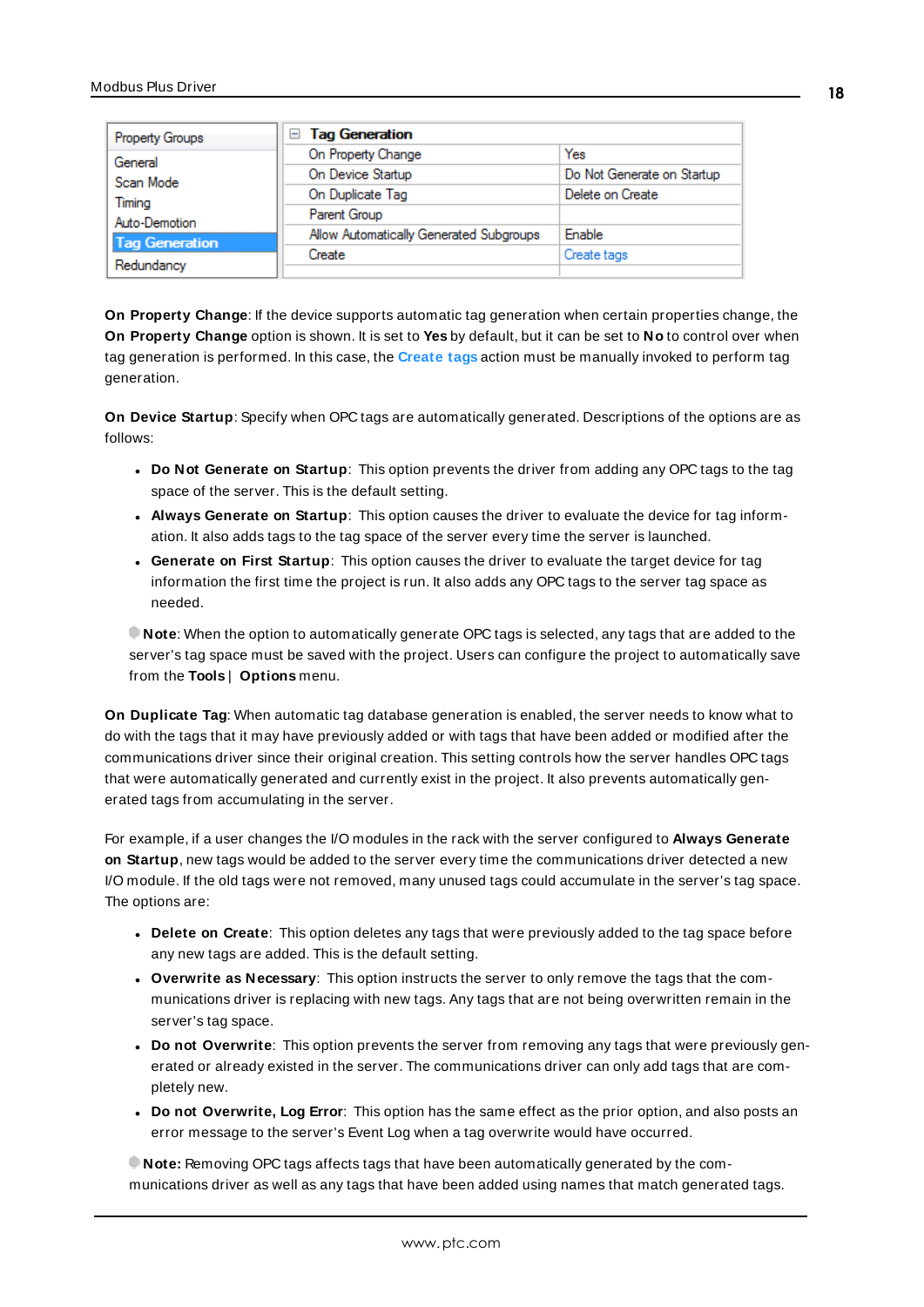| Property Groups | Tag Generation | |
|---|---|---|
| General | On Property Change | Yes |
| Scan Mode | On Device Startup | Do Not Generate on Startup |
| Timing | On Duplicate Tag | Delete on Create |
| Auto-Demotion | Parent Group | |
| Tag Generation | Allow Automatically Generated Subgroups | Enable |
| Redundancy | Create | Create tags |

**On Property Change**: If the device supports automatic tag generation when certain properties change, the **On Property Change** option is shown. It is set to **Yes** by default, but it can be set to **No** to control over when tag generation is performed. In this case, the **Create tags** action must be manually invoked to perform tag generation.

**On Device Startup**: Specify when OPC tags are automatically generated. Descriptions of the options are as follows:

- **Do Not Generate on Startup**: This option prevents the driver from adding any OPC tags to the tag space of the server. This is the default setting.
- **Always Generate on Startup**: This option causes the driver to evaluate the device for tag information. It also adds tags to the tag space of the server every time the server is launched.
- **Generate on First Startup**: This option causes the driver to evaluate the target device for tag information the first time the project is run. It also adds any OPC tags to the server tag space as needed.

**Note**: When the option to automatically generate OPC tags is selected, any tags that are added to the server's tag space must be saved with the project. Users can configure the project to automatically save from the **Tools** | **Options** menu.

**On Duplicate Tag**: When automatic tag database generation is enabled, the server needs to know what to do with the tags that it may have previously added or with tags that have been added or modified after the communications driver since their original creation. This setting controls how the server handles OPC tags that were automatically generated and currently exist in the project. It also prevents automatically generated tags from accumulating in the server.

For example, if a user changes the I/O modules in the rack with the server configured to **Always Generate on Startup**, new tags would be added to the server every time the communications driver detected a new I/O module. If the old tags were not removed, many unused tags could accumulate in the server's tag space. The options are:

- **Delete on Create**: This option deletes any tags that were previously added to the tag space before any new tags are added. This is the default setting.
- **Overwrite as Necessary**: This option instructs the server to only remove the tags that the communications driver is replacing with new tags. Any tags that are not being overwritten remain in the server's tag space.
- **Do not Overwrite**: This option prevents the server from removing any tags that were previously generated or already existed in the server. The communications driver can only add tags that are completely new.
- **Do not Overwrite, Log Error**: This option has the same effect as the prior option, and also posts an error message to the server's Event Log when a tag overwrite would have occurred.

**Note:** Removing OPC tags affects tags that have been automatically generated by the communications driver as well as any tags that have been added using names that match generated tags.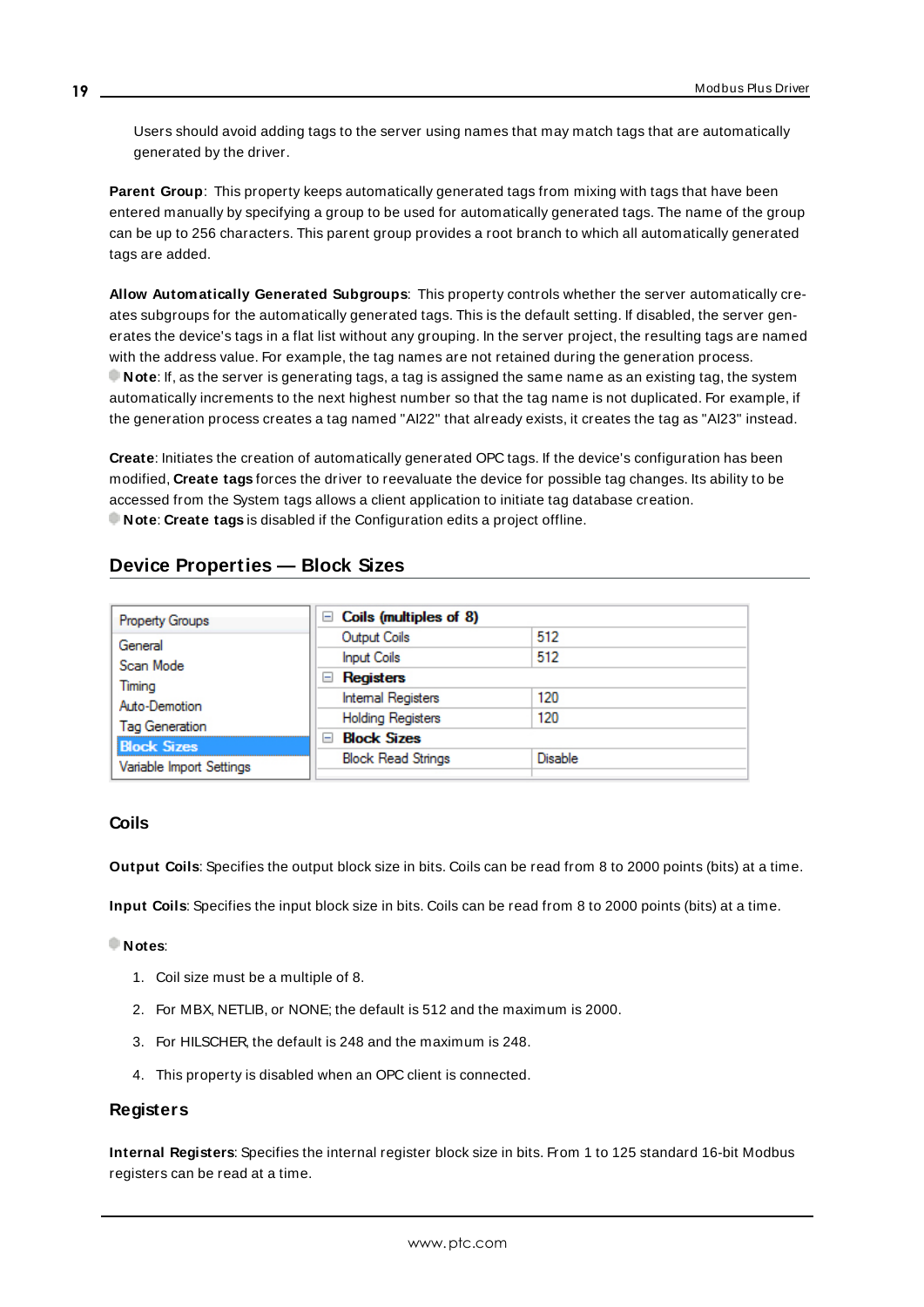Users should avoid adding tags to the server using names that may match tags that are automatically generated by the driver.

**Parent Group**: This property keeps automatically generated tags from mixing with tags that have been entered manually by specifying a group to be used for automatically generated tags. The name of the group can be up to 256 characters. This parent group provides a root branch to which all automatically generated tags are added.

**Allow Automatically Generated Subgroups**: This property controls whether the server automatically creates subgroups for the automatically generated tags. This is the default setting. If disabled, the server generates the device's tags in a flat list without any grouping. In the server project, the resulting tags are named with the address value. For example, the tag names are not retained during the generation process.
**Note**: If, as the server is generating tags, a tag is assigned the same name as an existing tag, the system automatically increments to the next highest number so that the tag name is not duplicated. For example, if the generation process creates a tag named "AI22" that already exists, it creates the tag as "AI23" instead.

**Create**: Initiates the creation of automatically generated OPC tags. If the device's configuration has been modified, **Create tags** forces the driver to reevaluate the device for possible tag changes. Its ability to be accessed from the System tags allows a client application to initiate tag database creation.
**Note**: **Create tags** is disabled if the Configuration edits a project offline.

## Device Properties — Block Sizes

| Property Groups | Property | Value |
|---|---|---|
| General | **Coils (multiples of 8)** | |
| Scan Mode | Output Coils | 512 |
| Timing | Input Coils | 512 |
| Auto-Demotion | **Registers** | |
| Tag Generation | Internal Registers | 120 |
| **Block Sizes** | Holding Registers | 120 |
| Variable Import Settings | **Block Sizes** | |
| | Block Read Strings | Disable |

### Coils

**Output Coils**: Specifies the output block size in bits. Coils can be read from 8 to 2000 points (bits) at a time.

**Input Coils**: Specifies the input block size in bits. Coils can be read from 8 to 2000 points (bits) at a time.

**Notes**:

1. Coil size must be a multiple of 8.
2. For MBX, NETLIB, or NONE; the default is 512 and the maximum is 2000.
3. For HILSCHER, the default is 248 and the maximum is 248.
4. This property is disabled when an OPC client is connected.

### Registers

**Internal Registers**: Specifies the internal register block size in bits. From 1 to 125 standard 16-bit Modbus registers can be read at a time.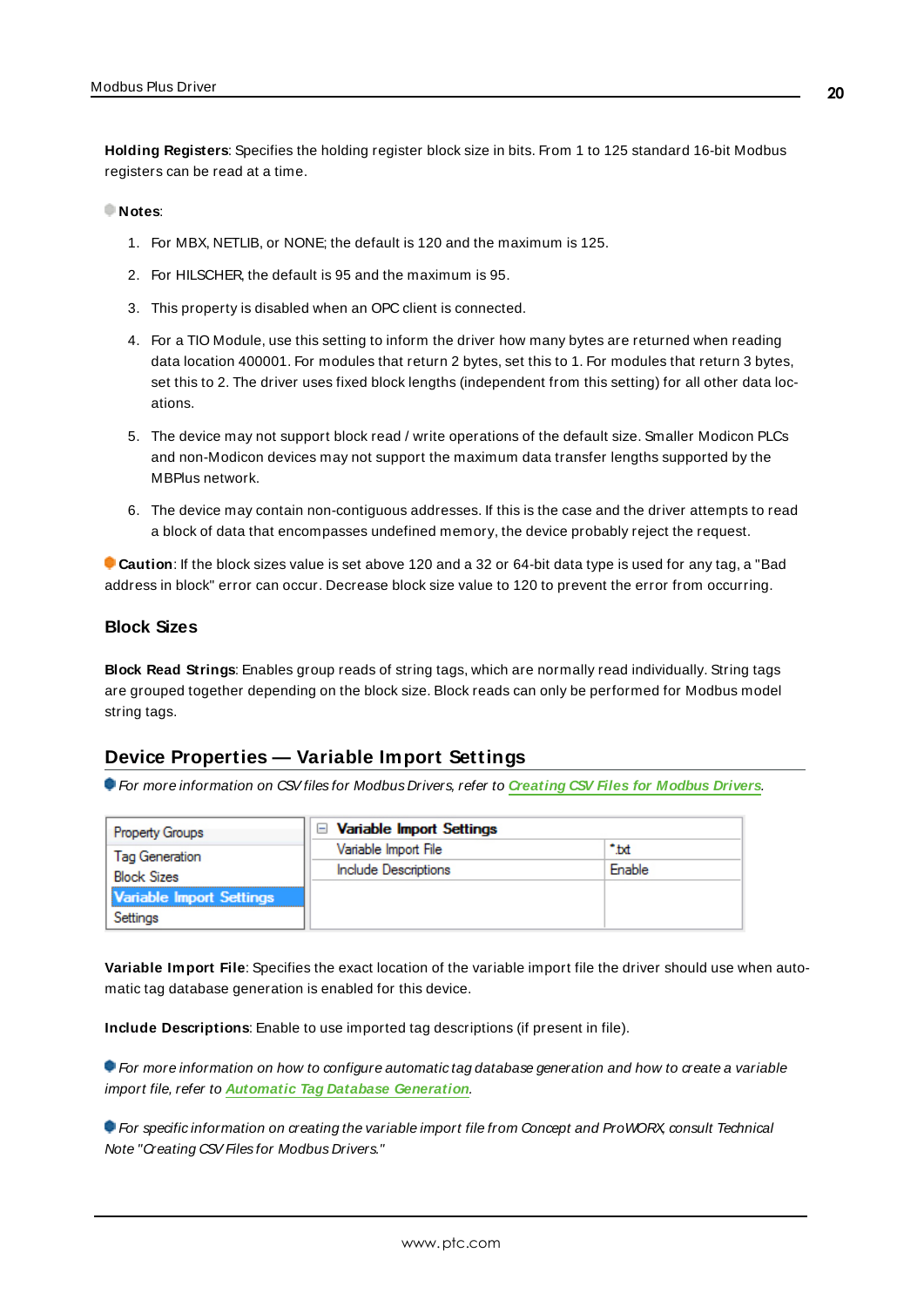**Holding Registers**: Specifies the holding register block size in bits. From 1 to 125 standard 16-bit Modbus registers can be read at a time.

**Notes**:

1. For MBX, NETLIB, or NONE; the default is 120 and the maximum is 125.
2. For HILSCHER, the default is 95 and the maximum is 95.
3. This property is disabled when an OPC client is connected.
4. For a TIO Module, use this setting to inform the driver how many bytes are returned when reading data location 400001. For modules that return 2 bytes, set this to 1. For modules that return 3 bytes, set this to 2. The driver uses fixed block lengths (independent from this setting) for all other data locations.
5. The device may not support block read / write operations of the default size. Smaller Modicon PLCs and non-Modicon devices may not support the maximum data transfer lengths supported by the MBPlus network.
6. The device may contain non-contiguous addresses. If this is the case and the driver attempts to read a block of data that encompasses undefined memory, the device probably reject the request.

**Caution**: If the block sizes value is set above 120 and a 32 or 64-bit data type is used for any tag, a "Bad address in block" error can occur. Decrease block size value to 120 to prevent the error from occurring.

### Block Sizes

**Block Read Strings**: Enables group reads of string tags, which are normally read individually. String tags are grouped together depending on the block size. Block reads can only be performed for Modbus model string tags.

## Device Properties — Variable Import Settings

*For more information on CSV files for Modbus Drivers, refer to* ***Creating CSV Files for Modbus Drivers****.*

| Property Groups | Variable Import Settings | |
|---|---|---|
| Tag Generation | Variable Import File | *.txt |
| Block Sizes | Include Descriptions | Enable |
| Variable Import Settings | | |
| Settings | | |

**Variable Import File**: Specifies the exact location of the variable import file the driver should use when automatic tag database generation is enabled for this device.

**Include Descriptions**: Enable to use imported tag descriptions (if present in file).

*For more information on how to configure automatic tag database generation and how to create a variable import file, refer to* ***Automatic Tag Database Generation****.*

*For specific information on creating the variable import file from Concept and ProWORX, consult Technical Note "Creating CSV Files for Modbus Drivers."*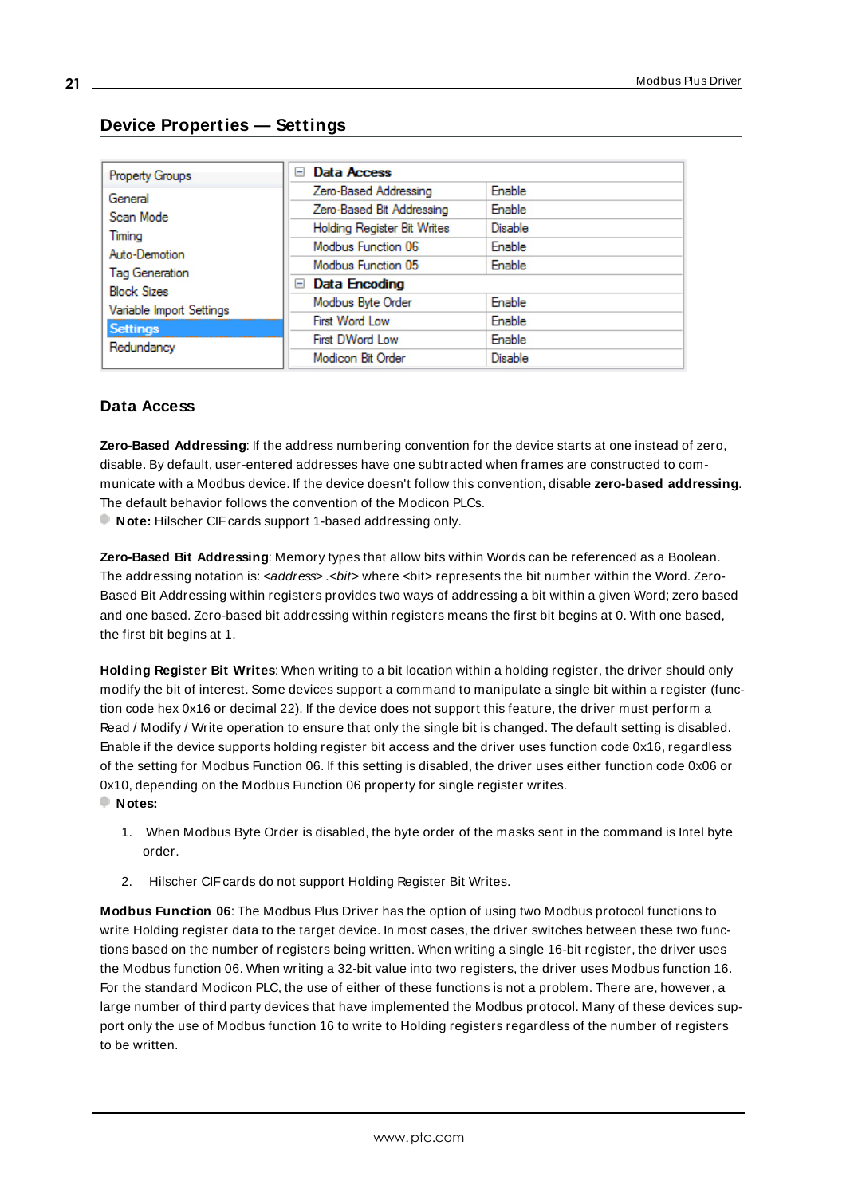## Device Properties — Settings

| Property Groups | Data Access | |
|---|---|---|
| General | Zero-Based Addressing | Enable |
| Scan Mode | Zero-Based Bit Addressing | Enable |
| Timing | Holding Register Bit Writes | Disable |
| Auto-Demotion | Modbus Function 06 | Enable |
| Tag Generation | Modbus Function 05 | Enable |
| Block Sizes | **Data Encoding** | |
| Variable Import Settings | Modbus Byte Order | Enable |
| **Settings** | First Word Low | Enable |
| Redundancy | First DWord Low | Enable |
| | Modicon Bit Order | Disable |

### Data Access

**Zero-Based Addressing**: If the address numbering convention for the device starts at one instead of zero, disable. By default, user-entered addresses have one subtracted when frames are constructed to communicate with a Modbus device. If the device doesn't follow this convention, disable **zero-based addressing**. The default behavior follows the convention of the Modicon PLCs.

**Note:** Hilscher CIF cards support 1-based addressing only.

**Zero-Based Bit Addressing**: Memory types that allow bits within Words can be referenced as a Boolean. The addressing notation is: *<address>* .*<bit>* where <bit> represents the bit number within the Word. Zero-Based Bit Addressing within registers provides two ways of addressing a bit within a given Word; zero based and one based. Zero-based bit addressing within registers means the first bit begins at 0. With one based, the first bit begins at 1.

**Holding Register Bit Writes**: When writing to a bit location within a holding register, the driver should only modify the bit of interest. Some devices support a command to manipulate a single bit within a register (function code hex 0x16 or decimal 22). If the device does not support this feature, the driver must perform a Read / Modify / Write operation to ensure that only the single bit is changed. The default setting is disabled. Enable if the device supports holding register bit access and the driver uses function code 0x16, regardless of the setting for Modbus Function 06. If this setting is disabled, the driver uses either function code 0x06 or 0x10, depending on the Modbus Function 06 property for single register writes.

**Notes:**

1. When Modbus Byte Order is disabled, the byte order of the masks sent in the command is Intel byte order.

2. Hilscher CIF cards do not support Holding Register Bit Writes.

**Modbus Function 06**: The Modbus Plus Driver has the option of using two Modbus protocol functions to write Holding register data to the target device. In most cases, the driver switches between these two functions based on the number of registers being written. When writing a single 16-bit register, the driver uses the Modbus function 06. When writing a 32-bit value into two registers, the driver uses Modbus function 16. For the standard Modicon PLC, the use of either of these functions is not a problem. There are, however, a large number of third party devices that have implemented the Modbus protocol. Many of these devices support only the use of Modbus function 16 to write to Holding registers regardless of the number of registers to be written.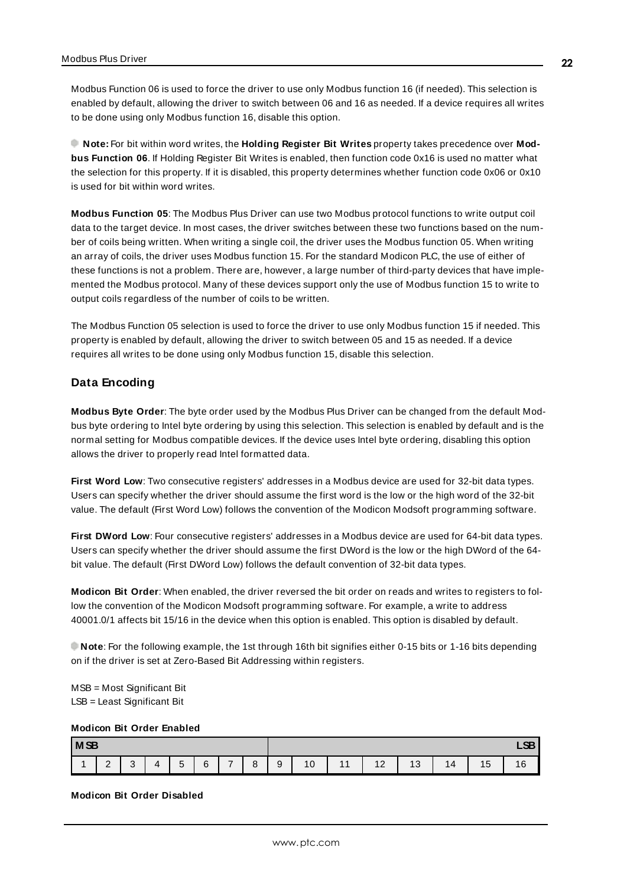Modbus Function 06 is used to force the driver to use only Modbus function 16 (if needed). This selection is enabled by default, allowing the driver to switch between 06 and 16 as needed. If a device requires all writes to be done using only Modbus function 16, disable this option.

**Note:** For bit within word writes, the **Holding Register Bit Writes** property takes precedence over **Modbus Function 06**. If Holding Register Bit Writes is enabled, then function code 0x16 is used no matter what the selection for this property. If it is disabled, this property determines whether function code 0x06 or 0x10 is used for bit within word writes.

**Modbus Function 05**: The Modbus Plus Driver can use two Modbus protocol functions to write output coil data to the target device. In most cases, the driver switches between these two functions based on the number of coils being written. When writing a single coil, the driver uses the Modbus function 05. When writing an array of coils, the driver uses Modbus function 15. For the standard Modicon PLC, the use of either of these functions is not a problem. There are, however, a large number of third-party devices that have implemented the Modbus protocol. Many of these devices support only the use of Modbus function 15 to write to output coils regardless of the number of coils to be written.

The Modbus Function 05 selection is used to force the driver to use only Modbus function 15 if needed. This property is enabled by default, allowing the driver to switch between 05 and 15 as needed. If a device requires all writes to be done using only Modbus function 15, disable this selection.

## Data Encoding

**Modbus Byte Order**: The byte order used by the Modbus Plus Driver can be changed from the default Modbus byte ordering to Intel byte ordering by using this selection. This selection is enabled by default and is the normal setting for Modbus compatible devices. If the device uses Intel byte ordering, disabling this option allows the driver to properly read Intel formatted data.

**First Word Low**: Two consecutive registers' addresses in a Modbus device are used for 32-bit data types. Users can specify whether the driver should assume the first word is the low or the high word of the 32-bit value. The default (First Word Low) follows the convention of the Modicon Modsoft programming software.

**First DWord Low**: Four consecutive registers' addresses in a Modbus device are used for 64-bit data types. Users can specify whether the driver should assume the first DWord is the low or the high DWord of the 64-bit value. The default (First DWord Low) follows the default convention of 32-bit data types.

**Modicon Bit Order**: When enabled, the driver reversed the bit order on reads and writes to registers to follow the convention of the Modicon Modsoft programming software. For example, a write to address 40001.0/1 affects bit 15/16 in the device when this option is enabled. This option is disabled by default.

**Note**: For the following example, the 1st through 16th bit signifies either 0-15 bits or 1-16 bits depending on if the driver is set at Zero-Based Bit Addressing within registers.

MSB = Most Significant Bit
LSB = Least Significant Bit

**Modicon Bit Order Enabled**

| MSB | | | | | | | | | | | | | | | LSB |
|---|---|---|---|---|---|---|---|---|---|---|---|---|---|---|---|
| 1 | 2 | 3 | 4 | 5 | 6 | 7 | 8 | 9 | 10 | 11 | 12 | 13 | 14 | 15 | 16 |

**Modicon Bit Order Disabled**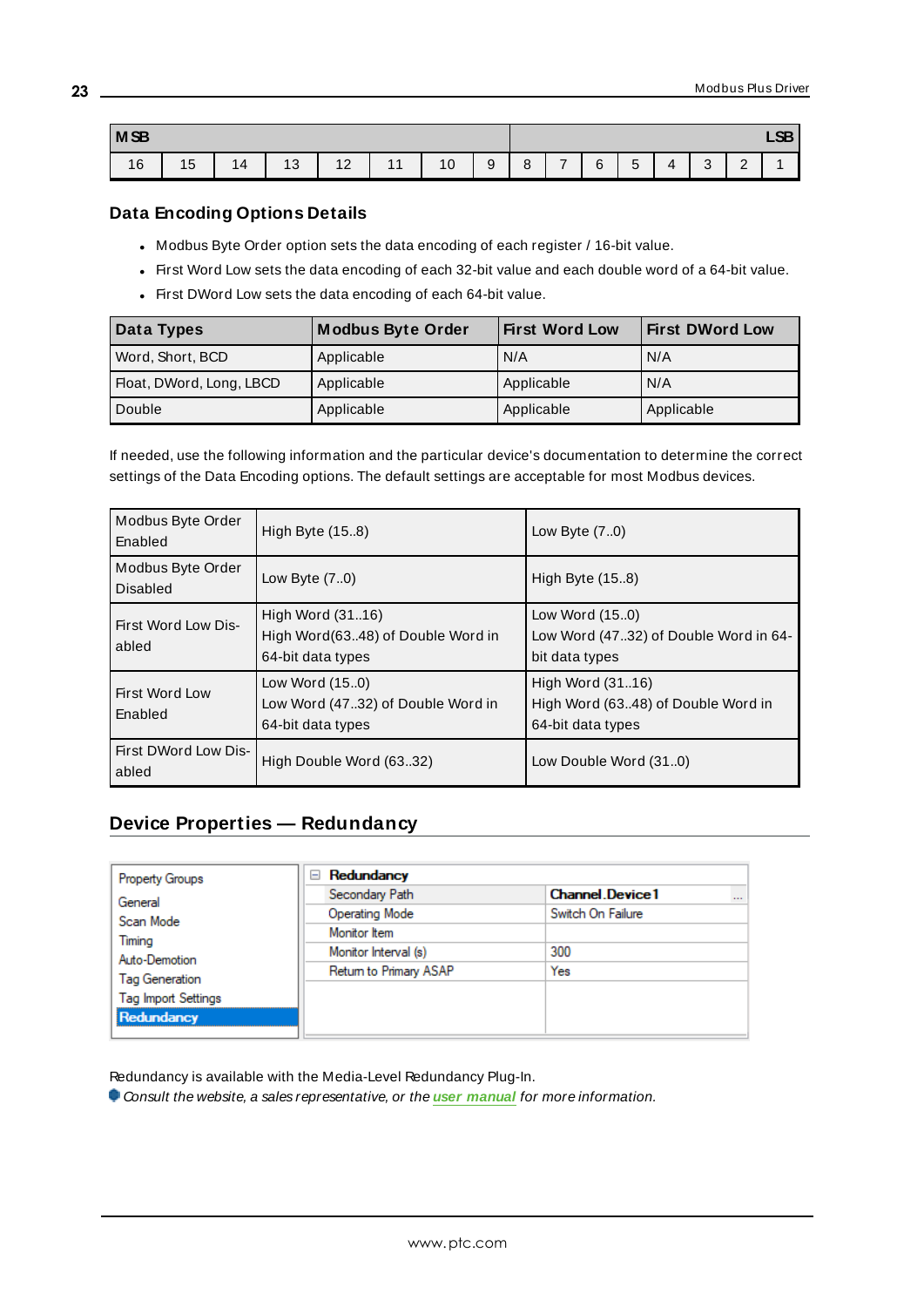| MSB | | | | | | | | | | | | | | | LSB |
|---|---|---|---|---|---|---|---|---|---|---|---|---|---|---|---|
| 16 | 15 | 14 | 13 | 12 | 11 | 10 | 9 | 8 | 7 | 6 | 5 | 4 | 3 | 2 | 1 |

### Data Encoding Options Details

- Modbus Byte Order option sets the data encoding of each register / 16-bit value.
- First Word Low sets the data encoding of each 32-bit value and each double word of a 64-bit value.
- First DWord Low sets the data encoding of each 64-bit value.

| Data Types | Modbus Byte Order | First Word Low | First DWord Low |
|---|---|---|---|
| Word, Short, BCD | Applicable | N/A | N/A |
| Float, DWord, Long, LBCD | Applicable | Applicable | N/A |
| Double | Applicable | Applicable | Applicable |

If needed, use the following information and the particular device's documentation to determine the correct settings of the Data Encoding options. The default settings are acceptable for most Modbus devices.

| | | |
|---|---|---|
| Modbus Byte Order Enabled | High Byte (15..8) | Low Byte (7..0) |
| Modbus Byte Order Disabled | Low Byte (7..0) | High Byte (15..8) |
| First Word Low Disabled | High Word (31..16)<br>High Word(63..48) of Double Word in 64-bit data types | Low Word (15..0)<br>Low Word (47..32) of Double Word in 64-bit data types |
| First Word Low Enabled | Low Word (15..0)<br>Low Word (47..32) of Double Word in 64-bit data types | High Word (31..16)<br>High Word (63..48) of Double Word in 64-bit data types |
| First DWord Low Disabled | High Double Word (63..32) | Low Double Word (31..0) |

## Device Properties — Redundancy

| Property Groups | Redundancy | |
|---|---|---|
| General | Secondary Path | Channel.Device1 |
| Scan Mode | Operating Mode | Switch On Failure |
| Timing | Monitor Item | |
| Auto-Demotion | Monitor Interval (s) | 300 |
| Tag Generation | Return to Primary ASAP | Yes |
| Tag Import Settings | | |
| Redundancy | | |

Redundancy is available with the Media-Level Redundancy Plug-In.

*Consult the website, a sales representative, or the* ***user manual*** *for more information.*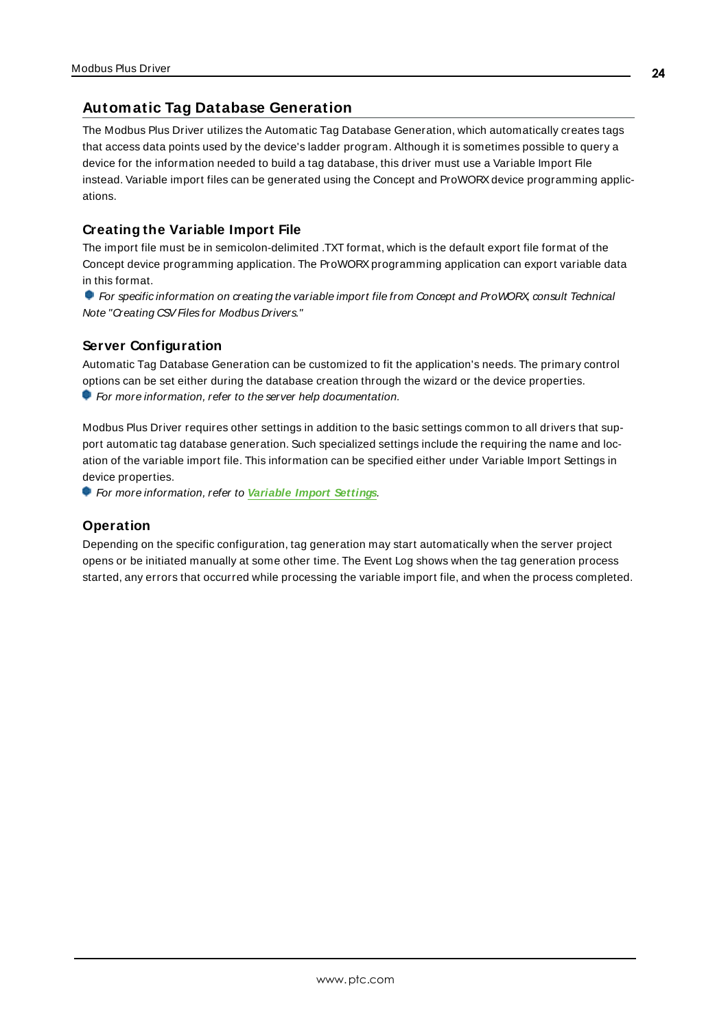# Automatic Tag Database Generation

The Modbus Plus Driver utilizes the Automatic Tag Database Generation, which automatically creates tags that access data points used by the device's ladder program. Although it is sometimes possible to query a device for the information needed to build a tag database, this driver must use a Variable Import File instead. Variable import files can be generated using the Concept and ProWORX device programming applications.

## Creating the Variable Import File

The import file must be in semicolon-delimited .TXT format, which is the default export file format of the Concept device programming application. The ProWORX programming application can export variable data in this format.

*For specific information on creating the variable import file from Concept and ProWORX, consult Technical Note "Creating CSV Files for Modbus Drivers."*

## Server Configuration

Automatic Tag Database Generation can be customized to fit the application's needs. The primary control options can be set either during the database creation through the wizard or the device properties.

*For more information, refer to the server help documentation.*

Modbus Plus Driver requires other settings in addition to the basic settings common to all drivers that support automatic tag database generation. Such specialized settings include the requiring the name and location of the variable import file. This information can be specified either under Variable Import Settings in device properties.

*For more information, refer to* **Variable Import Settings**.

## Operation

Depending on the specific configuration, tag generation may start automatically when the server project opens or be initiated manually at some other time. The Event Log shows when the tag generation process started, any errors that occurred while processing the variable import file, and when the process completed.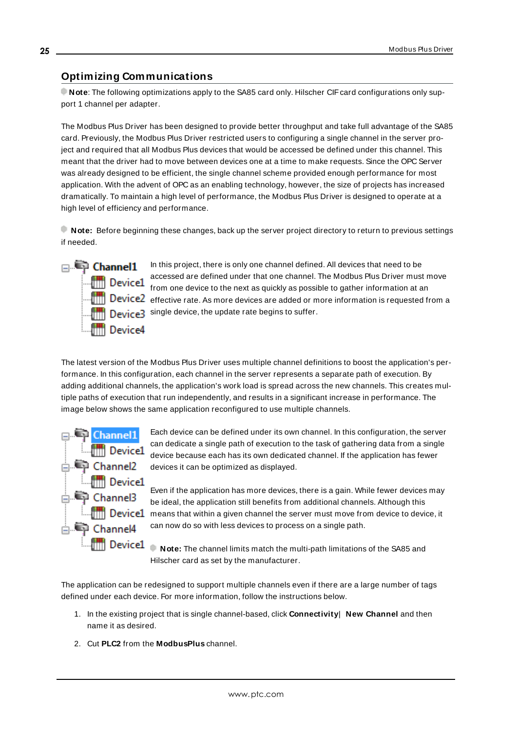## Optimizing Communications

**Note**: The following optimizations apply to the SA85 card only. Hilscher CIF card configurations only support 1 channel per adapter.

The Modbus Plus Driver has been designed to provide better throughput and take full advantage of the SA85 card. Previously, the Modbus Plus Driver restricted users to configuring a single channel in the server project and required that all Modbus Plus devices that would be accessed be defined under this channel. This meant that the driver had to move between devices one at a time to make requests. Since the OPC Server was already designed to be efficient, the single channel scheme provided enough performance for most application. With the advent of OPC as an enabling technology, however, the size of projects has increased dramatically. To maintain a high level of performance, the Modbus Plus Driver is designed to operate at a high level of efficiency and performance.

**Note:** Before beginning these changes, back up the server project directory to return to previous settings if needed.

- Channel1
  - Device1
  - Device2
  - Device3
  - Device4

In this project, there is only one channel defined. All devices that need to be accessed are defined under that one channel. The Modbus Plus Driver must move from one device to the next as quickly as possible to gather information at an effective rate. As more devices are added or more information is requested from a single device, the update rate begins to suffer.

The latest version of the Modbus Plus Driver uses multiple channel definitions to boost the application's performance. In this configuration, each channel in the server represents a separate path of execution. By adding additional channels, the application's work load is spread across the new channels. This creates multiple paths of execution that run independently, and results in a significant increase in performance. The image below shows the same application reconfigured to use multiple channels.

- Channel1
  - Device1
- Channel2
  - Device1
- Channel3
  - Device1
- Channel4
  - Device1

Each device can be defined under its own channel. In this configuration, the server can dedicate a single path of execution to the task of gathering data from a single device because each has its own dedicated channel. If the application has fewer devices it can be optimized as displayed.

Even if the application has more devices, there is a gain. While fewer devices may be ideal, the application still benefits from additional channels. Although this means that within a given channel the server must move from device to device, it can now do so with less devices to process on a single path.

**Note:** The channel limits match the multi-path limitations of the SA85 and Hilscher card as set by the manufacturer.

The application can be redesigned to support multiple channels even if there are a large number of tags defined under each device. For more information, follow the instructions below.

1. In the existing project that is single channel-based, click **Connectivity**| **New Channel** and then name it as desired.
2. Cut **PLC2** from the **ModbusPlus** channel.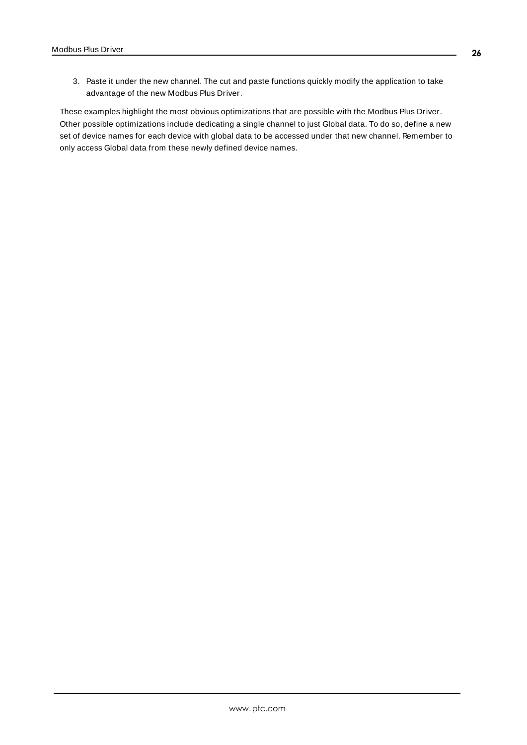3. Paste it under the new channel. The cut and paste functions quickly modify the application to take advantage of the new Modbus Plus Driver.

These examples highlight the most obvious optimizations that are possible with the Modbus Plus Driver. Other possible optimizations include dedicating a single channel to just Global data. To do so, define a new set of device names for each device with global data to be accessed under that new channel. Remember to only access Global data from these newly defined device names.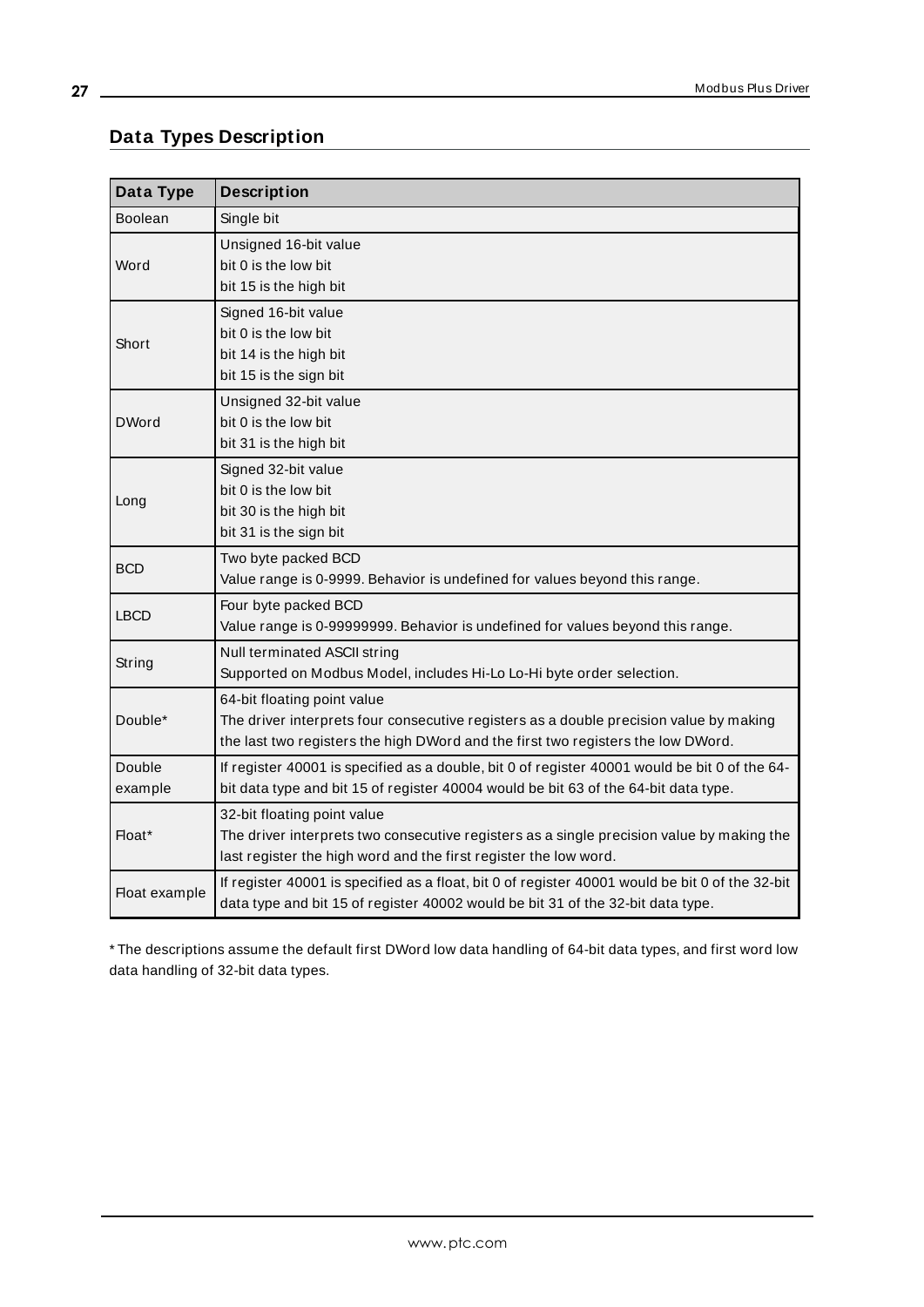## Data Types Description

| Data Type | Description |
|---|---|
| Boolean | Single bit |
| Word | Unsigned 16-bit value<br>bit 0 is the low bit<br>bit 15 is the high bit |
| Short | Signed 16-bit value<br>bit 0 is the low bit<br>bit 14 is the high bit<br>bit 15 is the sign bit |
| DWord | Unsigned 32-bit value<br>bit 0 is the low bit<br>bit 31 is the high bit |
| Long | Signed 32-bit value<br>bit 0 is the low bit<br>bit 30 is the high bit<br>bit 31 is the sign bit |
| BCD | Two byte packed BCD<br>Value range is 0-9999. Behavior is undefined for values beyond this range. |
| LBCD | Four byte packed BCD<br>Value range is 0-99999999. Behavior is undefined for values beyond this range. |
| String | Null terminated ASCII string<br>Supported on Modbus Model, includes Hi-Lo Lo-Hi byte order selection. |
| Double* | 64-bit floating point value<br>The driver interprets four consecutive registers as a double precision value by making the last two registers the high DWord and the first two registers the low DWord. |
| Double example | If register 40001 is specified as a double, bit 0 of register 40001 would be bit 0 of the 64-bit data type and bit 15 of register 40004 would be bit 63 of the 64-bit data type. |
| Float* | 32-bit floating point value<br>The driver interprets two consecutive registers as a single precision value by making the last register the high word and the first register the low word. |
| Float example | If register 40001 is specified as a float, bit 0 of register 40001 would be bit 0 of the 32-bit data type and bit 15 of register 40002 would be bit 31 of the 32-bit data type. |

* The descriptions assume the default first DWord low data handling of 64-bit data types, and first word low data handling of 32-bit data types.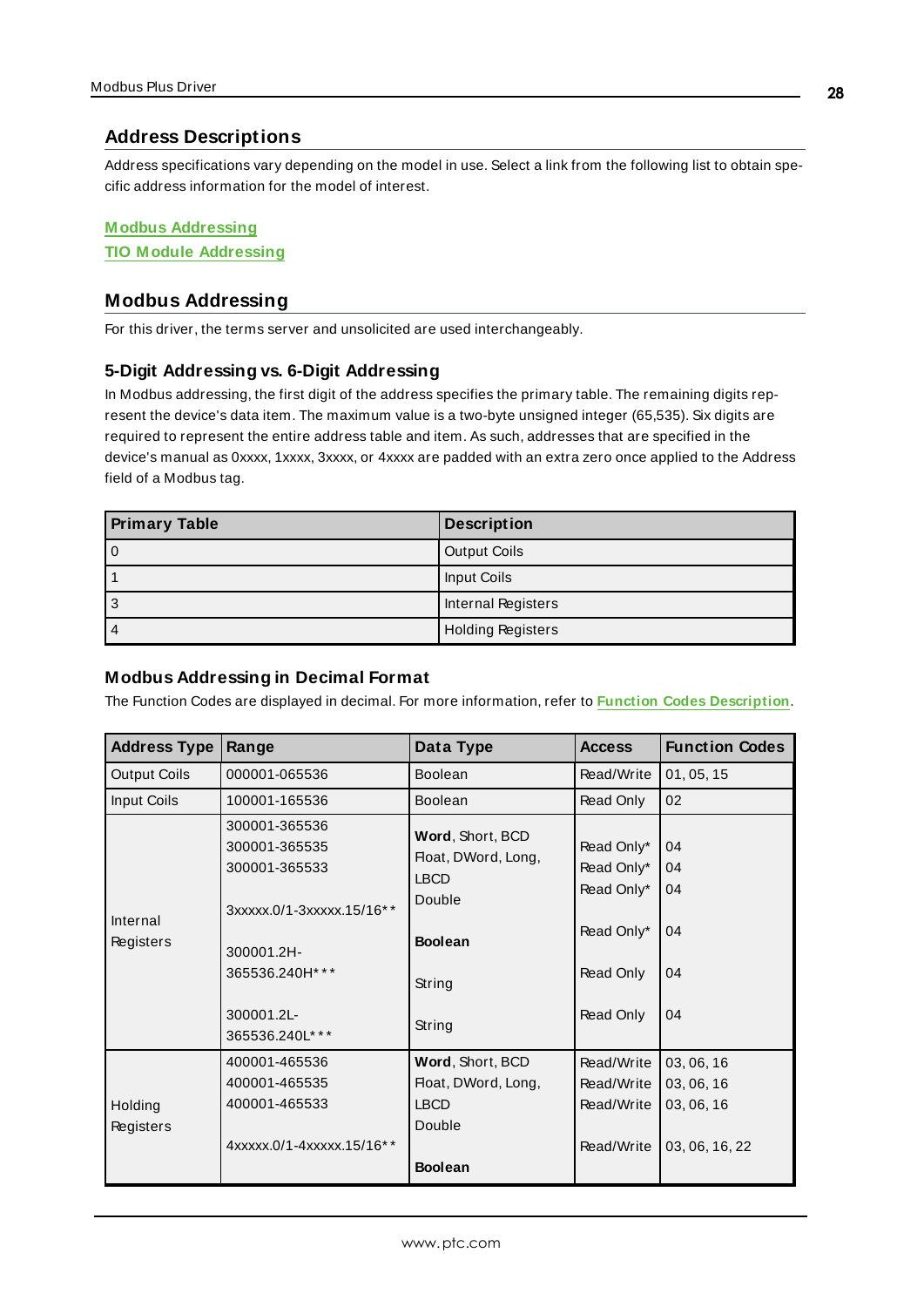## Address Descriptions

Address specifications vary depending on the model in use. Select a link from the following list to obtain specific address information for the model of interest.

**Modbus Addressing**
**TIO Module Addressing**

## Modbus Addressing

For this driver, the terms server and unsolicited are used interchangeably.

### 5-Digit Addressing vs. 6-Digit Addressing

In Modbus addressing, the first digit of the address specifies the primary table. The remaining digits represent the device's data item. The maximum value is a two-byte unsigned integer (65,535). Six digits are required to represent the entire address table and item. As such, addresses that are specified in the device's manual as 0xxxx, 1xxxx, 3xxxx, or 4xxxx are padded with an extra zero once applied to the Address field of a Modbus tag.

| Primary Table | Description |
|---|---|
| 0 | Output Coils |
| 1 | Input Coils |
| 3 | Internal Registers |
| 4 | Holding Registers |

### Modbus Addressing in Decimal Format

The Function Codes are displayed in decimal. For more information, refer to **Function Codes Description**.

| Address Type | Range | Data Type | Access | Function Codes |
|---|---|---|---|---|
| Output Coils | 000001-065536 | Boolean | Read/Write | 01, 05, 15 |
| Input Coils | 100001-165536 | Boolean | Read Only | 02 |
| Internal Registers | 300001-365536<br>300001-365535<br>300001-365533<br><br>3xxxxx.0/1-3xxxxx.15/16**<br><br>300001.2H-365536.240H***<br><br>300001.2L-365536.240L*** | **Word**, Short, BCD<br>Float, DWord, Long, LBCD<br>Double<br><br>**Boolean**<br><br>String<br><br>String | Read Only*<br>Read Only*<br>Read Only*<br><br>Read Only*<br><br>Read Only<br><br>Read Only | 04<br>04<br>04<br><br>04<br><br>04<br><br>04 |
| Holding Registers | 400001-465536<br>400001-465535<br>400001-465533<br><br>4xxxxx.0/1-4xxxxx.15/16** | **Word**, Short, BCD<br>Float, DWord, Long, LBCD<br>Double<br><br>**Boolean** | Read/Write<br>Read/Write<br>Read/Write<br><br>Read/Write | 03, 06, 16<br>03, 06, 16<br>03, 06, 16<br><br>03, 06, 16, 22 |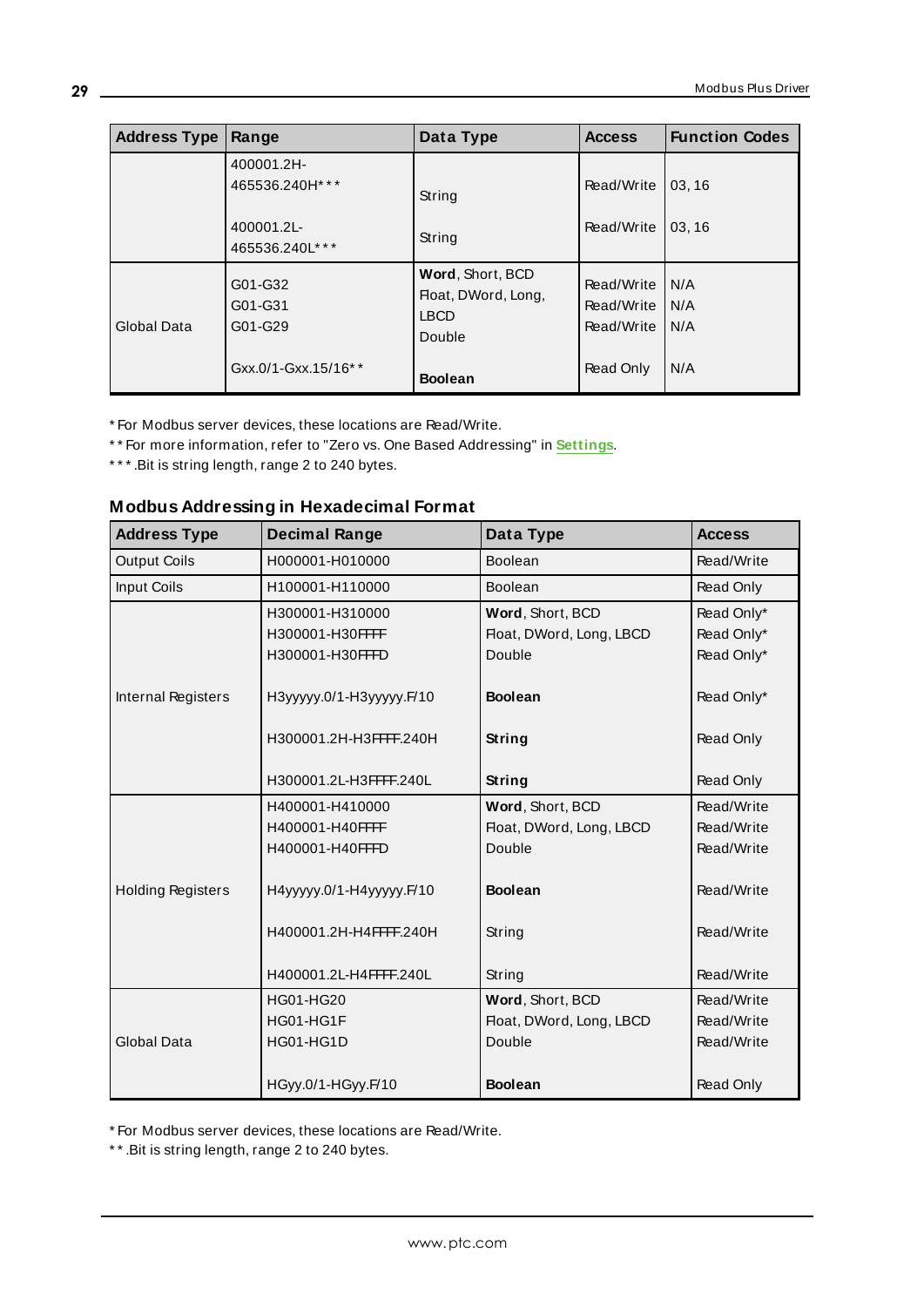| Address Type | Range | Data Type | Access | Function Codes |
|---|---|---|---|---|
| | 400001.2H-465536.240H***<br><br>400001.2L-465536.240L*** | String<br><br>String | Read/Write<br><br>Read/Write | 03, 16<br><br>03, 16 |
| Global Data | G01-G32<br>G01-G31<br>G01-G29<br><br>Gxx.0/1-Gxx.15/16** | **Word**, Short, BCD<br>Float, DWord, Long, LBCD<br>Double<br><br>**Boolean** | Read/Write<br>Read/Write<br>Read/Write<br><br>Read Only | N/A<br>N/A<br>N/A<br><br>N/A |

* For Modbus server devices, these locations are Read/Write.

** For more information, refer to "Zero vs. One Based Addressing" in **Settings**.

*** .Bit is string length, range 2 to 240 bytes.

### Modbus Addressing in Hexadecimal Format

| Address Type | Decimal Range | Data Type | Access |
|---|---|---|---|
| Output Coils | H000001-H010000 | Boolean | Read/Write |
| Input Coils | H100001-H110000 | Boolean | Read Only |
| Internal Registers | H300001-H310000<br>H300001-H30FFFF<br>H300001-H30FFFD<br><br>H3yyyyy.0/1-H3yyyyy.F/10<br><br>H300001.2H-H3FFFF.240H<br><br>H300001.2L-H3FFFF.240L | **Word**, Short, BCD<br>Float, DWord, Long, LBCD<br>Double<br><br>**Boolean**<br><br>**String**<br><br>**String** | Read Only*<br>Read Only*<br>Read Only*<br><br>Read Only*<br><br>Read Only<br><br>Read Only |
| Holding Registers | H400001-H410000<br>H400001-H40FFFF<br>H400001-H40FFFD<br><br>H4yyyyy.0/1-H4yyyyy.F/10<br><br>H400001.2H-H4FFFF.240H<br><br>H400001.2L-H4FFFF.240L | **Word**, Short, BCD<br>Float, DWord, Long, LBCD<br>Double<br><br>**Boolean**<br><br>String<br><br>String | Read/Write<br>Read/Write<br>Read/Write<br><br>Read/Write<br><br>Read/Write<br><br>Read/Write |
| Global Data | HG01-HG20<br>HG01-HG1F<br>HG01-HG1D<br><br>HGyy.0/1-HGyy.F/10 | **Word**, Short, BCD<br>Float, DWord, Long, LBCD<br>Double<br><br>**Boolean** | Read/Write<br>Read/Write<br>Read/Write<br><br>Read Only |

* For Modbus server devices, these locations are Read/Write.

** .Bit is string length, range 2 to 240 bytes.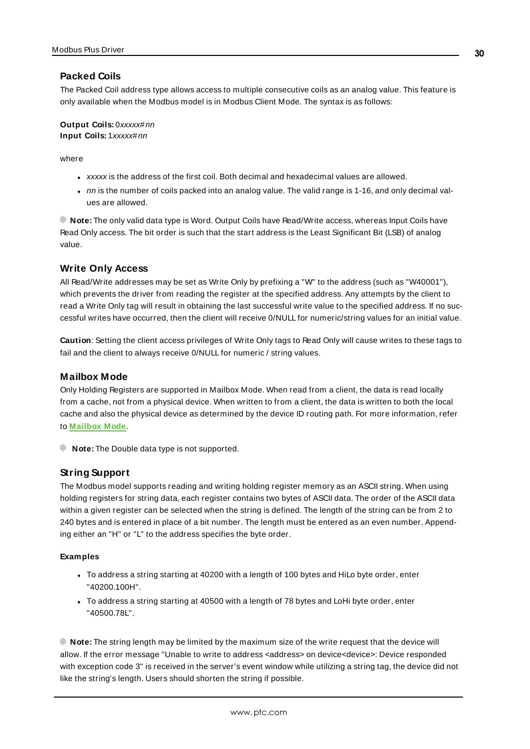### Packed Coils

The Packed Coil address type allows access to multiple consecutive coils as an analog value. This feature is only available when the Modbus model is in Modbus Client Mode. The syntax is as follows:

**Output Coils:** 0*xxxxx*#*nn*
**Input Coils:** 1*xxxxx*#*nn*

where

- *xxxxx* is the address of the first coil. Both decimal and hexadecimal values are allowed.
- *nn* is the number of coils packed into an analog value. The valid range is 1-16, and only decimal values are allowed.

**Note:** The only valid data type is Word. Output Coils have Read/Write access, whereas Input Coils have Read Only access. The bit order is such that the start address is the Least Significant Bit (LSB) of analog value.

### Write Only Access

All Read/Write addresses may be set as Write Only by prefixing a "W" to the address (such as "W40001"), which prevents the driver from reading the register at the specified address. Any attempts by the client to read a Write Only tag will result in obtaining the last successful write value to the specified address. If no successful writes have occurred, then the client will receive 0/NULL for numeric/string values for an initial value.

**Caution**: Setting the client access privileges of Write Only tags to Read Only will cause writes to these tags to fail and the client to always receive 0/NULL for numeric / string values.

### Mailbox Mode

Only Holding Registers are supported in Mailbox Mode. When read from a client, the data is read locally from a cache, not from a physical device. When written to from a client, the data is written to both the local cache and also the physical device as determined by the device ID routing path. For more information, refer to **Mailbox Mode**.

**Note:** The Double data type is not supported.

### String Support

The Modbus model supports reading and writing holding register memory as an ASCII string. When using holding registers for string data, each register contains two bytes of ASCII data. The order of the ASCII data within a given register can be selected when the string is defined. The length of the string can be from 2 to 240 bytes and is entered in place of a bit number. The length must be entered as an even number. Appending either an "H" or "L" to the address specifies the byte order.

#### Examples

- To address a string starting at 40200 with a length of 100 bytes and HiLo byte order, enter "40200.100H".
- To address a string starting at 40500 with a length of 78 bytes and LoHi byte order, enter "40500.78L".

**Note:** The string length may be limited by the maximum size of the write request that the device will allow. If the error message "Unable to write to address <address> on device<device>: Device responded with exception code 3" is received in the server's event window while utilizing a string tag, the device did not like the string's length. Users should shorten the string if possible.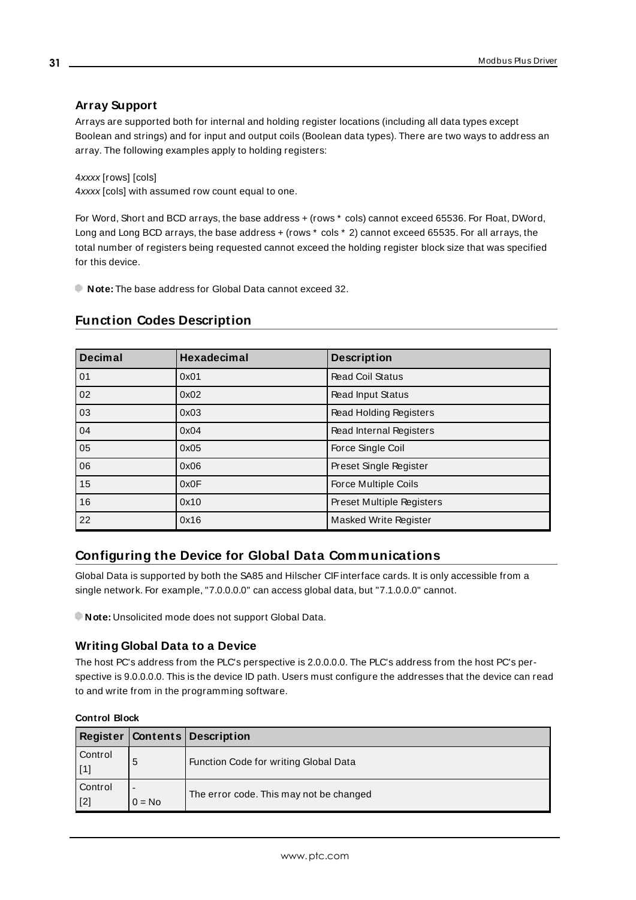### Array Support

Arrays are supported both for internal and holding register locations (including all data types except Boolean and strings) and for input and output coils (Boolean data types). There are two ways to address an array. The following examples apply to holding registers:

4*xxxx* [rows] [cols]
4*xxxx* [cols] with assumed row count equal to one.

For Word, Short and BCD arrays, the base address + (rows * cols) cannot exceed 65536. For Float, DWord, Long and Long BCD arrays, the base address + (rows * cols * 2) cannot exceed 65535. For all arrays, the total number of registers being requested cannot exceed the holding register block size that was specified for this device.

**Note:** The base address for Global Data cannot exceed 32.

## Function Codes Description

| Decimal | Hexadecimal | Description |
|---|---|---|
| 01 | 0x01 | Read Coil Status |
| 02 | 0x02 | Read Input Status |
| 03 | 0x03 | Read Holding Registers |
| 04 | 0x04 | Read Internal Registers |
| 05 | 0x05 | Force Single Coil |
| 06 | 0x06 | Preset Single Register |
| 15 | 0x0F | Force Multiple Coils |
| 16 | 0x10 | Preset Multiple Registers |
| 22 | 0x16 | Masked Write Register |

## Configuring the Device for Global Data Communications

Global Data is supported by both the SA85 and Hilscher CIF interface cards. It is only accessible from a single network. For example, "7.0.0.0.0" can access global data, but "7.1.0.0.0" cannot.

**Note:** Unsolicited mode does not support Global Data.

### Writing Global Data to a Device

The host PC's address from the PLC's perspective is 2.0.0.0.0. The PLC's address from the host PC's perspective is 9.0.0.0.0. This is the device ID path. Users must configure the addresses that the device can read to and write from in the programming software.

**Control Block**

| Register | Contents | Description |
|---|---|---|
| Control [1] | 5 | Function Code for writing Global Data |
| Control [2] | - 0 = No | The error code. This may not be changed |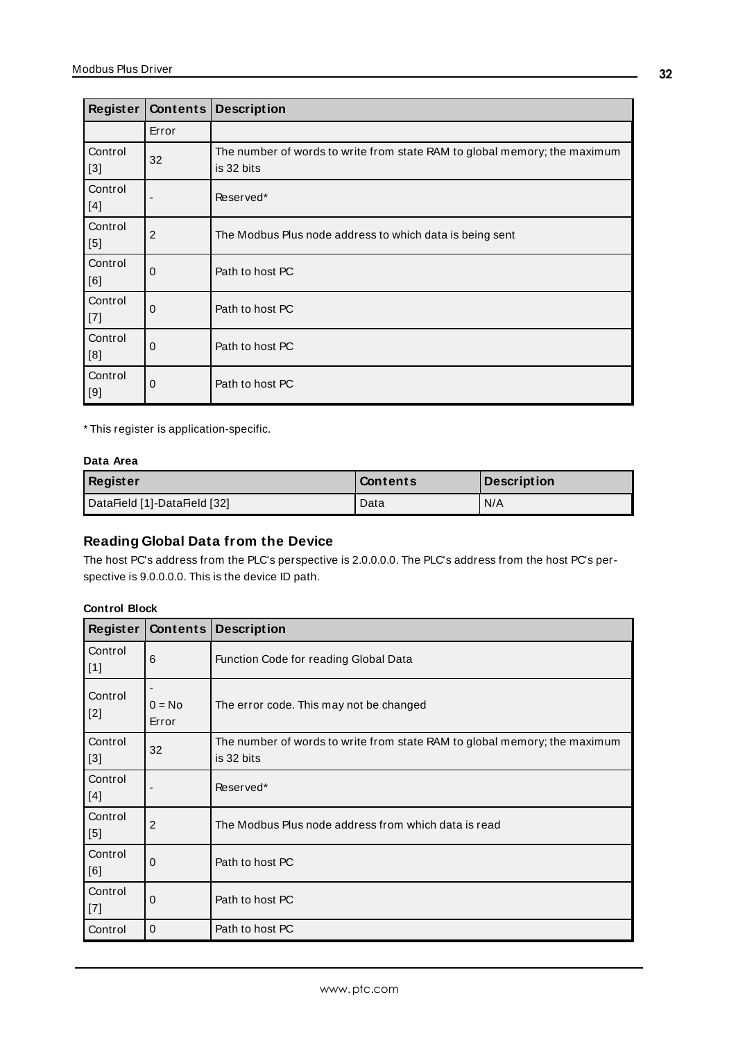| Register | Contents | Description |
|---|---|---|
| | Error | |
| Control [3] | 32 | The number of words to write from state RAM to global memory; the maximum is 32 bits |
| Control [4] | - | Reserved* |
| Control [5] | 2 | The Modbus Plus node address to which data is being sent |
| Control [6] | 0 | Path to host PC |
| Control [7] | 0 | Path to host PC |
| Control [8] | 0 | Path to host PC |
| Control [9] | 0 | Path to host PC |

* This register is application-specific.

**Data Area**

| Register | Contents | Description |
|---|---|---|
| DataField [1]-DataField [32] | Data | N/A |

### Reading Global Data from the Device

The host PC's address from the PLC's perspective is 2.0.0.0.0. The PLC's address from the host PC's perspective is 9.0.0.0.0. This is the device ID path.

**Control Block**

| Register | Contents | Description |
|---|---|---|
| Control [1] | 6 | Function Code for reading Global Data |
| Control [2] | - 0 = No Error | The error code. This may not be changed |
| Control [3] | 32 | The number of words to write from state RAM to global memory; the maximum is 32 bits |
| Control [4] | - | Reserved* |
| Control [5] | 2 | The Modbus Plus node address from which data is read |
| Control [6] | 0 | Path to host PC |
| Control [7] | 0 | Path to host PC |
| Control | 0 | Path to host PC |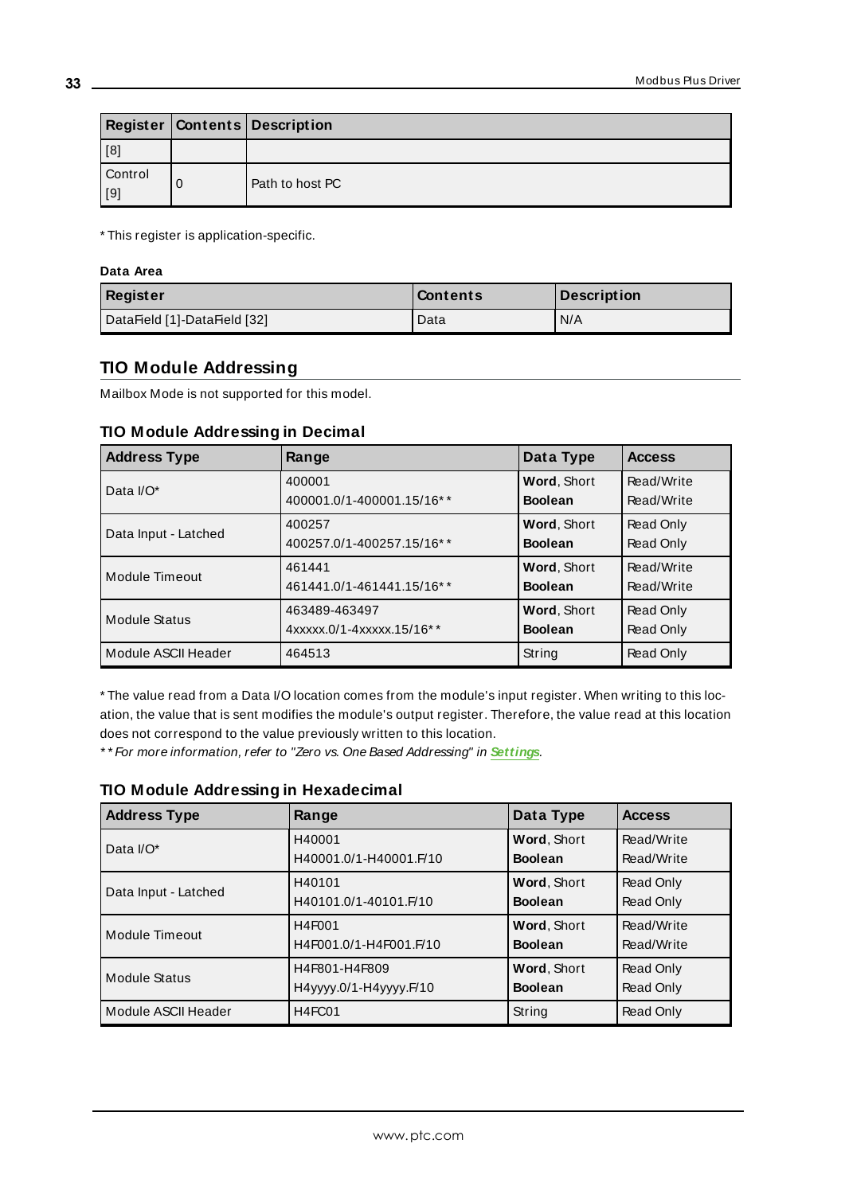| Register | Contents | Description |
|---|---|---|
| [8] | | |
| Control [9] | 0 | Path to host PC |

* This register is application-specific.

**Data Area**

| Register | Contents | Description |
|---|---|---|
| DataField [1]-DataField [32] | Data | N/A |

## TIO Module Addressing

Mailbox Mode is not supported for this model.

### TIO Module Addressing in Decimal

| Address Type | Range | Data Type | Access |
|---|---|---|---|
| Data I/O* | 400001<br>400001.0/1-400001.15/16** | **Word**, Short<br>**Boolean** | Read/Write<br>Read/Write |
| Data Input - Latched | 400257<br>400257.0/1-400257.15/16** | **Word**, Short<br>**Boolean** | Read Only<br>Read Only |
| Module Timeout | 461441<br>461441.0/1-461441.15/16** | **Word**, Short<br>**Boolean** | Read/Write<br>Read/Write |
| Module Status | 463489-463497<br>4xxxxx.0/1-4xxxxx.15/16** | **Word**, Short<br>**Boolean** | Read Only<br>Read Only |
| Module ASCII Header | 464513 | String | Read Only |

* The value read from a Data I/O location comes from the module's input register. When writing to this location, the value that is sent modifies the module's output register. Therefore, the value read at this location does not correspond to the value previously written to this location.
** *For more information, refer to "Zero vs. One Based Addressing" in* ***Settings***.

### TIO Module Addressing in Hexadecimal

| Address Type | Range | Data Type | Access |
|---|---|---|---|
| Data I/O* | H40001<br>H40001.0/1-H40001.F/10 | **Word**, Short<br>**Boolean** | Read/Write<br>Read/Write |
| Data Input - Latched | H40101<br>H40101.0/1-40101.F/10 | **Word**, Short<br>**Boolean** | Read Only<br>Read Only |
| Module Timeout | H4F001<br>H4F001.0/1-H4F001.F/10 | **Word**, Short<br>**Boolean** | Read/Write<br>Read/Write |
| Module Status | H4F801-H4F809<br>H4yyyy.0/1-H4yyyy.F/10 | **Word**, Short<br>**Boolean** | Read Only<br>Read Only |
| Module ASCII Header | H4FC01 | String | Read Only |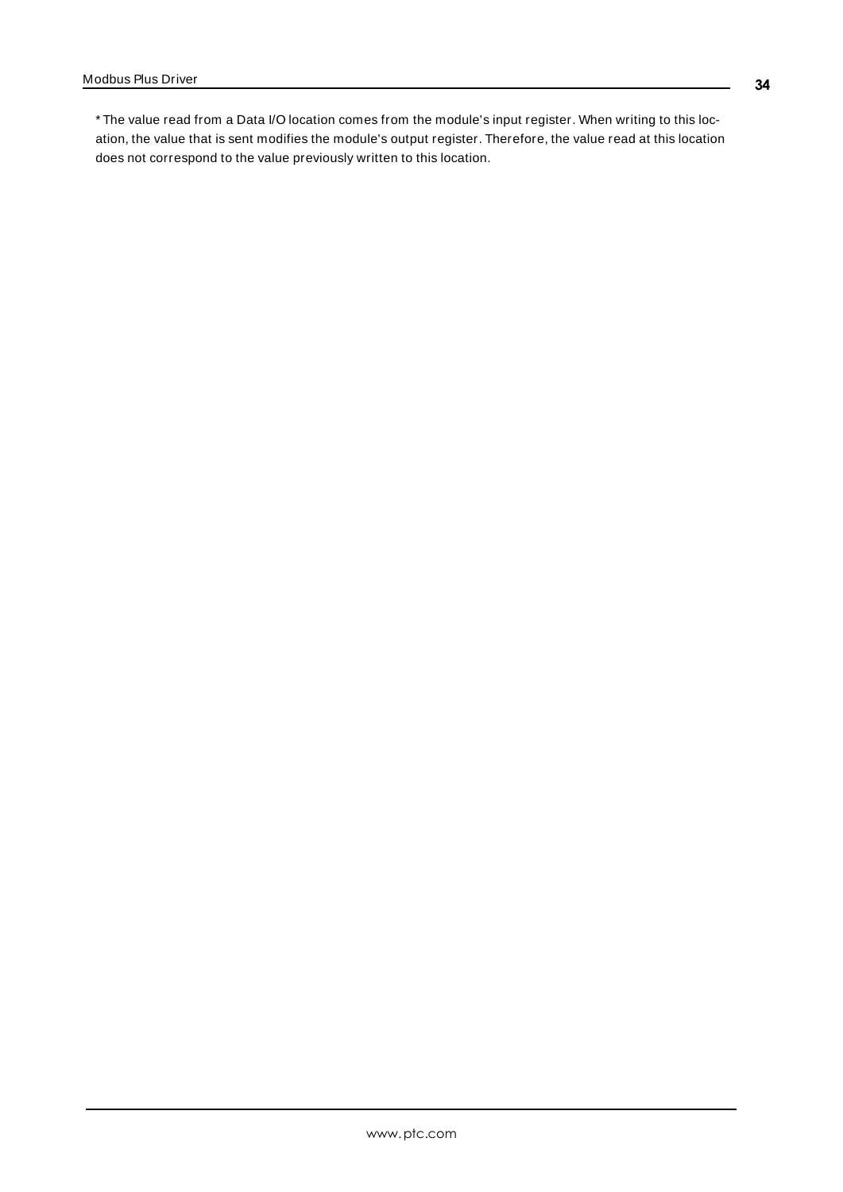* The value read from a Data I/O location comes from the module's input register. When writing to this location, the value that is sent modifies the module's output register. Therefore, the value read at this location does not correspond to the value previously written to this location.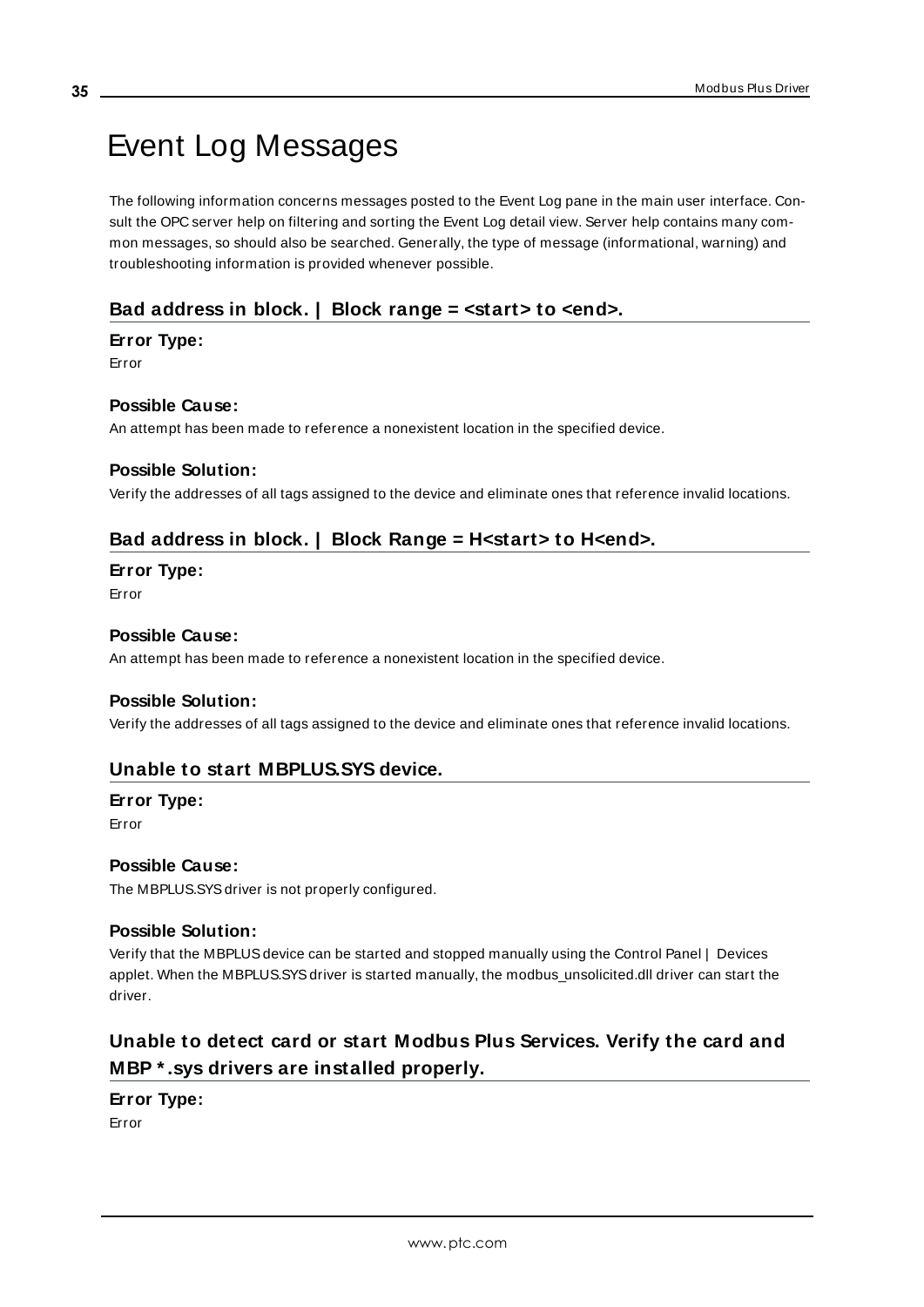# Event Log Messages

The following information concerns messages posted to the Event Log pane in the main user interface. Consult the OPC server help on filtering and sorting the Event Log detail view. Server help contains many common messages, so should also be searched. Generally, the type of message (informational, warning) and troubleshooting information is provided whenever possible.

### Bad address in block. | Block range = <start> to <end>.

**Error Type:**

Error

**Possible Cause:**

An attempt has been made to reference a nonexistent location in the specified device.

**Possible Solution:**

Verify the addresses of all tags assigned to the device and eliminate ones that reference invalid locations.

### Bad address in block. | Block Range = H<start> to H<end>.

**Error Type:**

Error

**Possible Cause:**

An attempt has been made to reference a nonexistent location in the specified device.

**Possible Solution:**

Verify the addresses of all tags assigned to the device and eliminate ones that reference invalid locations.

### Unable to start MBPLUS.SYS device.

**Error Type:**

Error

**Possible Cause:**

The MBPLUS.SYS driver is not properly configured.

**Possible Solution:**

Verify that the MBPLUS device can be started and stopped manually using the Control Panel | Devices applet. When the MBPLUS.SYS driver is started manually, the modbus_unsolicited.dll driver can start the driver.

### Unable to detect card or start Modbus Plus Services. Verify the card and MBP *.sys drivers are installed properly.

**Error Type:**

Error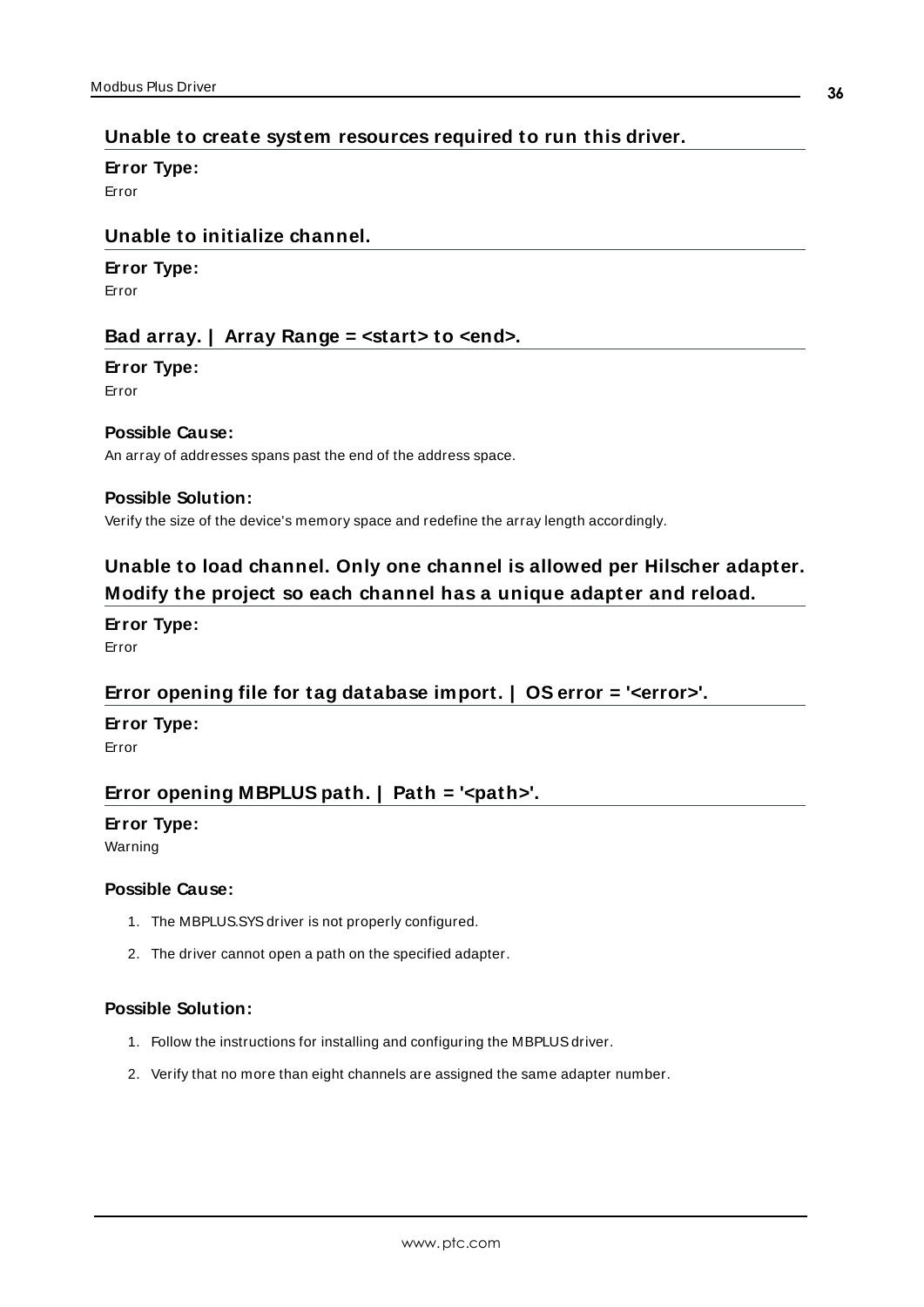## Unable to create system resources required to run this driver.

**Error Type:**

Error

## Unable to initialize channel.

**Error Type:**

Error

## Bad array. | Array Range = <start> to <end>.

**Error Type:**

Error

**Possible Cause:**

An array of addresses spans past the end of the address space.

**Possible Solution:**

Verify the size of the device's memory space and redefine the array length accordingly.

## Unable to load channel. Only one channel is allowed per Hilscher adapter. Modify the project so each channel has a unique adapter and reload.

**Error Type:**

Error

## Error opening file for tag database import. | OS error = '<error>'.

**Error Type:**

Error

## Error opening MBPLUS path. | Path = '<path>'.

**Error Type:**

Warning

**Possible Cause:**

1. The MBPLUS.SYS driver is not properly configured.
2. The driver cannot open a path on the specified adapter.

**Possible Solution:**

1. Follow the instructions for installing and configuring the MBPLUS driver.
2. Verify that no more than eight channels are assigned the same adapter number.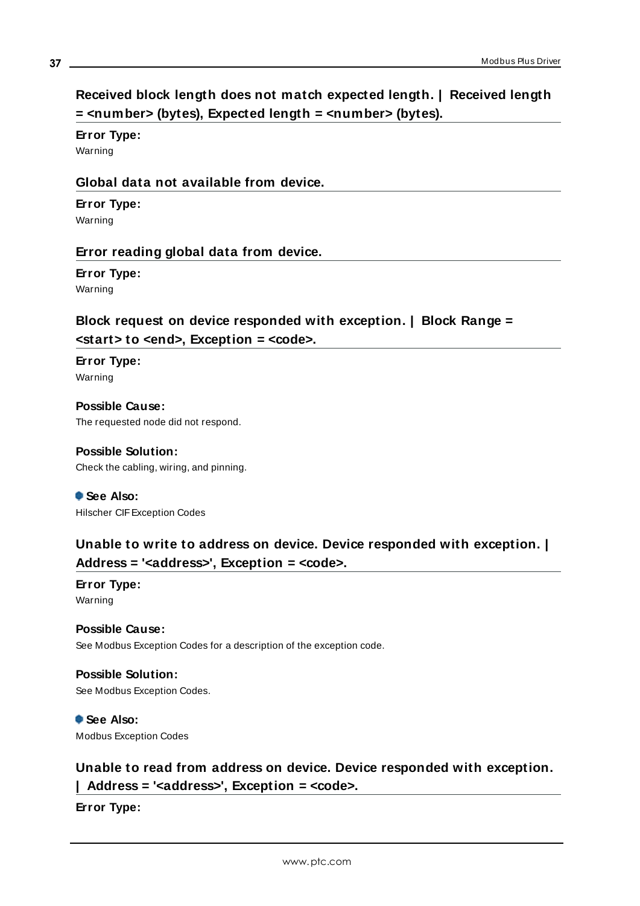### Received block length does not match expected length. | Received length = <number> (bytes), Expected length = <number> (bytes).

**Error Type:**
Warning

### Global data not available from device.

**Error Type:**
Warning

### Error reading global data from device.

**Error Type:**
Warning

### Block request on device responded with exception. | Block Range = <start> to <end>, Exception = <code>.

**Error Type:**
Warning

**Possible Cause:**
The requested node did not respond.

**Possible Solution:**
Check the cabling, wiring, and pinning.

**See Also:**
Hilscher CIF Exception Codes

### Unable to write to address on device. Device responded with exception. | Address = '<address>', Exception = <code>.

**Error Type:**
Warning

**Possible Cause:**
See Modbus Exception Codes for a description of the exception code.

**Possible Solution:**
See Modbus Exception Codes.

**See Also:**
Modbus Exception Codes

### Unable to read from address on device. Device responded with exception. | Address = '<address>', Exception = <code>.

**Error Type:**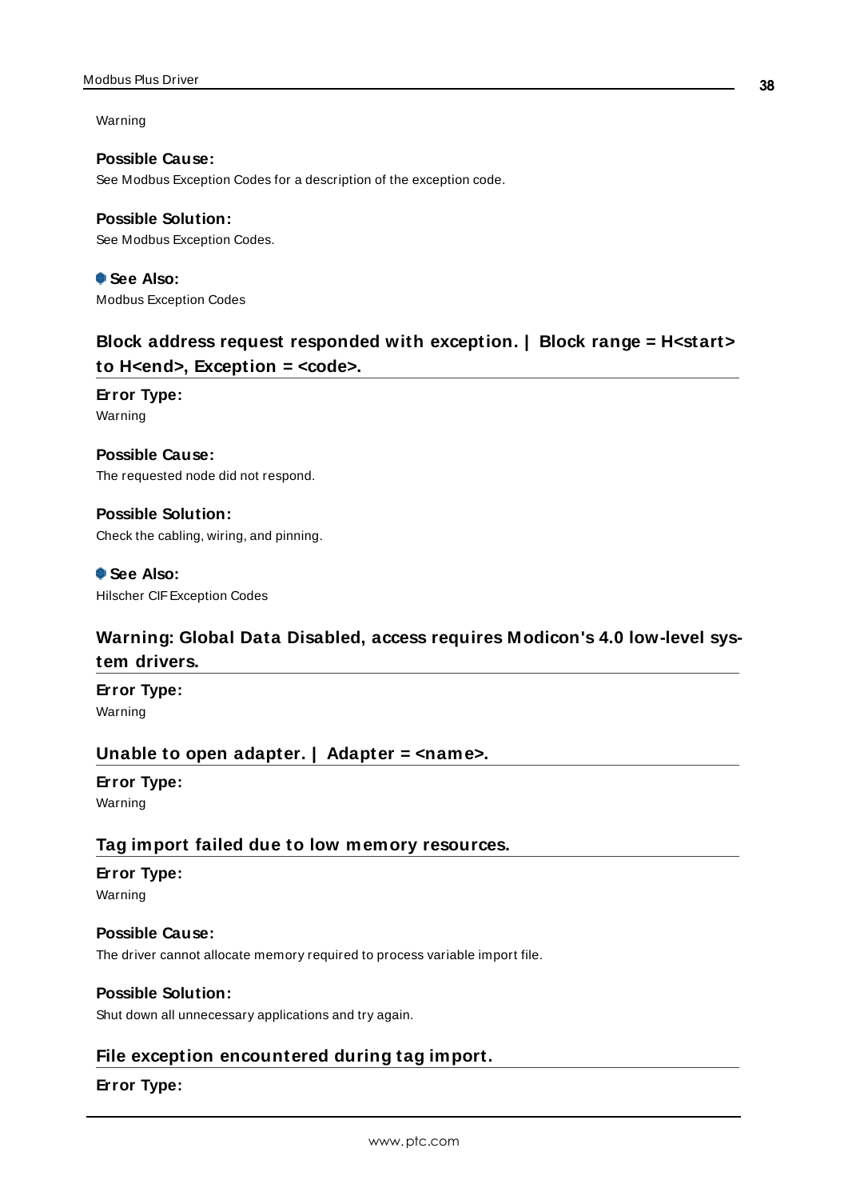Warning

**Possible Cause:**
See Modbus Exception Codes for a description of the exception code.

**Possible Solution:**
See Modbus Exception Codes.

**See Also:**
Modbus Exception Codes

## Block address request responded with exception. | Block range = H<start> to H<end>, Exception = <code>.

**Error Type:**
Warning

**Possible Cause:**
The requested node did not respond.

**Possible Solution:**
Check the cabling, wiring, and pinning.

**See Also:**
Hilscher CIF Exception Codes

## Warning: Global Data Disabled, access requires Modicon's 4.0 low-level system drivers.

**Error Type:**
Warning

## Unable to open adapter. | Adapter = <name>.

**Error Type:**
Warning

## Tag import failed due to low memory resources.

**Error Type:**
Warning

**Possible Cause:**
The driver cannot allocate memory required to process variable import file.

**Possible Solution:**
Shut down all unnecessary applications and try again.

## File exception encountered during tag import.

**Error Type:**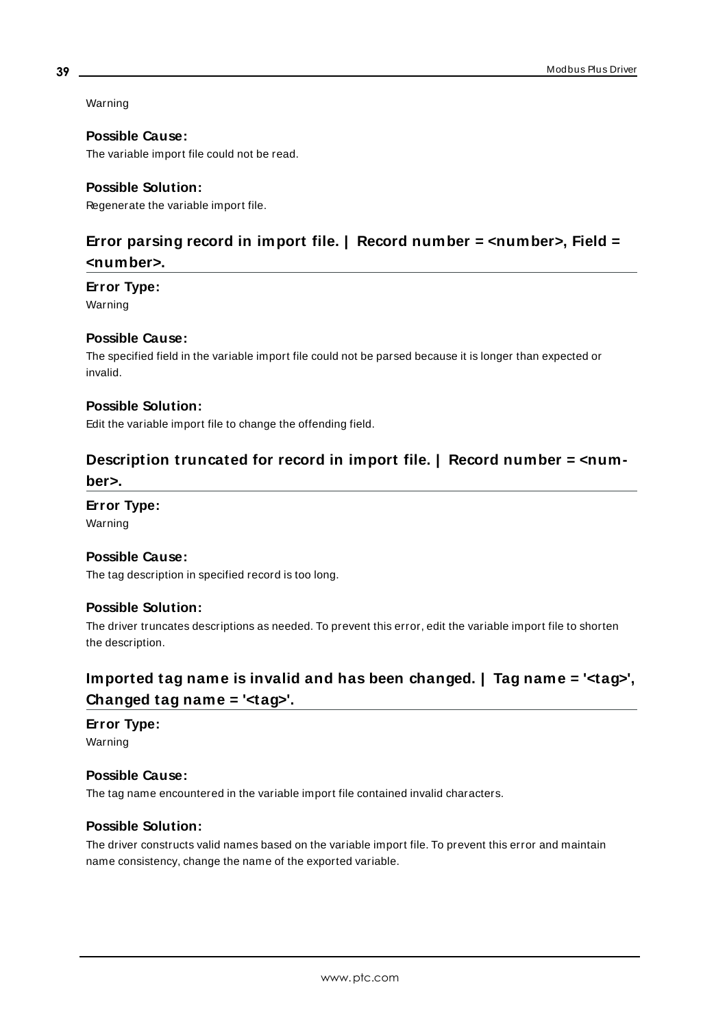Warning

**Possible Cause:**
The variable import file could not be read.

**Possible Solution:**
Regenerate the variable import file.

## Error parsing record in import file. | Record number = <number>, Field = <number>.

**Error Type:**
Warning

**Possible Cause:**
The specified field in the variable import file could not be parsed because it is longer than expected or invalid.

**Possible Solution:**
Edit the variable import file to change the offending field.

## Description truncated for record in import file. | Record number = <number>.

**Error Type:**
Warning

**Possible Cause:**
The tag description in specified record is too long.

**Possible Solution:**
The driver truncates descriptions as needed. To prevent this error, edit the variable import file to shorten the description.

## Imported tag name is invalid and has been changed. | Tag name = '<tag>', Changed tag name = '<tag>'.

**Error Type:**
Warning

**Possible Cause:**
The tag name encountered in the variable import file contained invalid characters.

**Possible Solution:**
The driver constructs valid names based on the variable import file. To prevent this error and maintain name consistency, change the name of the exported variable.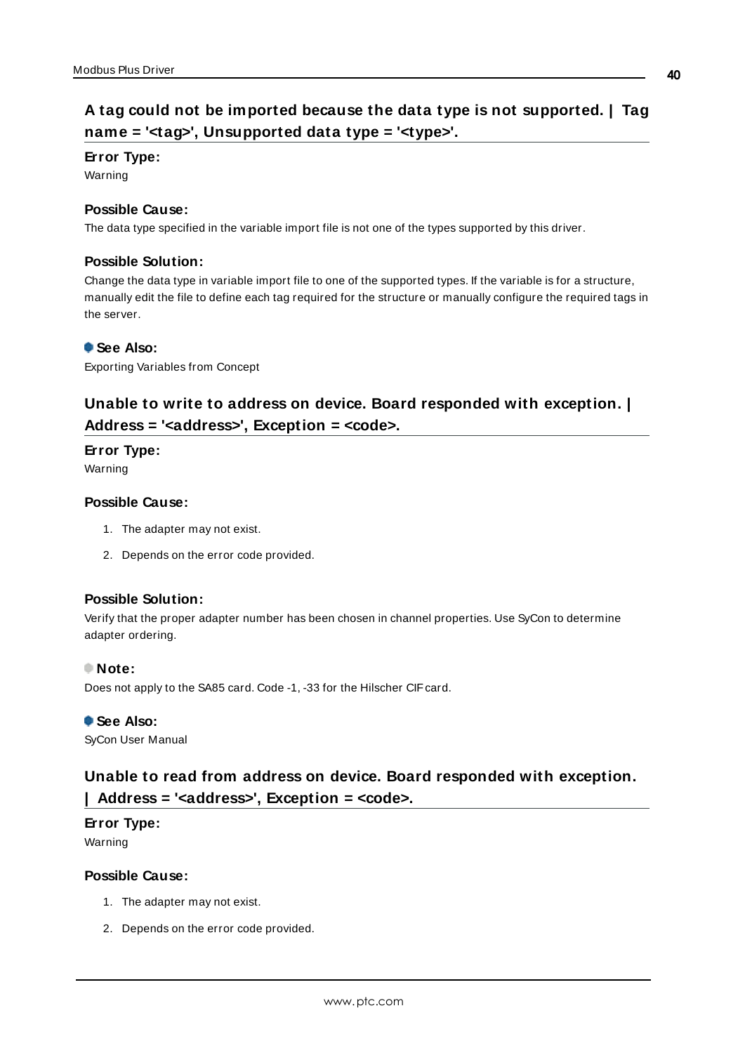## A tag could not be imported because the data type is not supported. | Tag name = '<tag>', Unsupported data type = '<type>'.

**Error Type:**

Warning

**Possible Cause:**

The data type specified in the variable import file is not one of the types supported by this driver.

**Possible Solution:**

Change the data type in variable import file to one of the supported types. If the variable is for a structure, manually edit the file to define each tag required for the structure or manually configure the required tags in the server.

**See Also:**

Exporting Variables from Concept

## Unable to write to address on device. Board responded with exception. | Address = '<address>', Exception = <code>.

**Error Type:**

Warning

**Possible Cause:**

1. The adapter may not exist.
2. Depends on the error code provided.

**Possible Solution:**

Verify that the proper adapter number has been chosen in channel properties. Use SyCon to determine adapter ordering.

**Note:**

Does not apply to the SA85 card. Code -1, -33 for the Hilscher CIF card.

**See Also:**

SyCon User Manual

## Unable to read from address on device. Board responded with exception. | Address = '<address>', Exception = <code>.

**Error Type:**

Warning

**Possible Cause:**

1. The adapter may not exist.
2. Depends on the error code provided.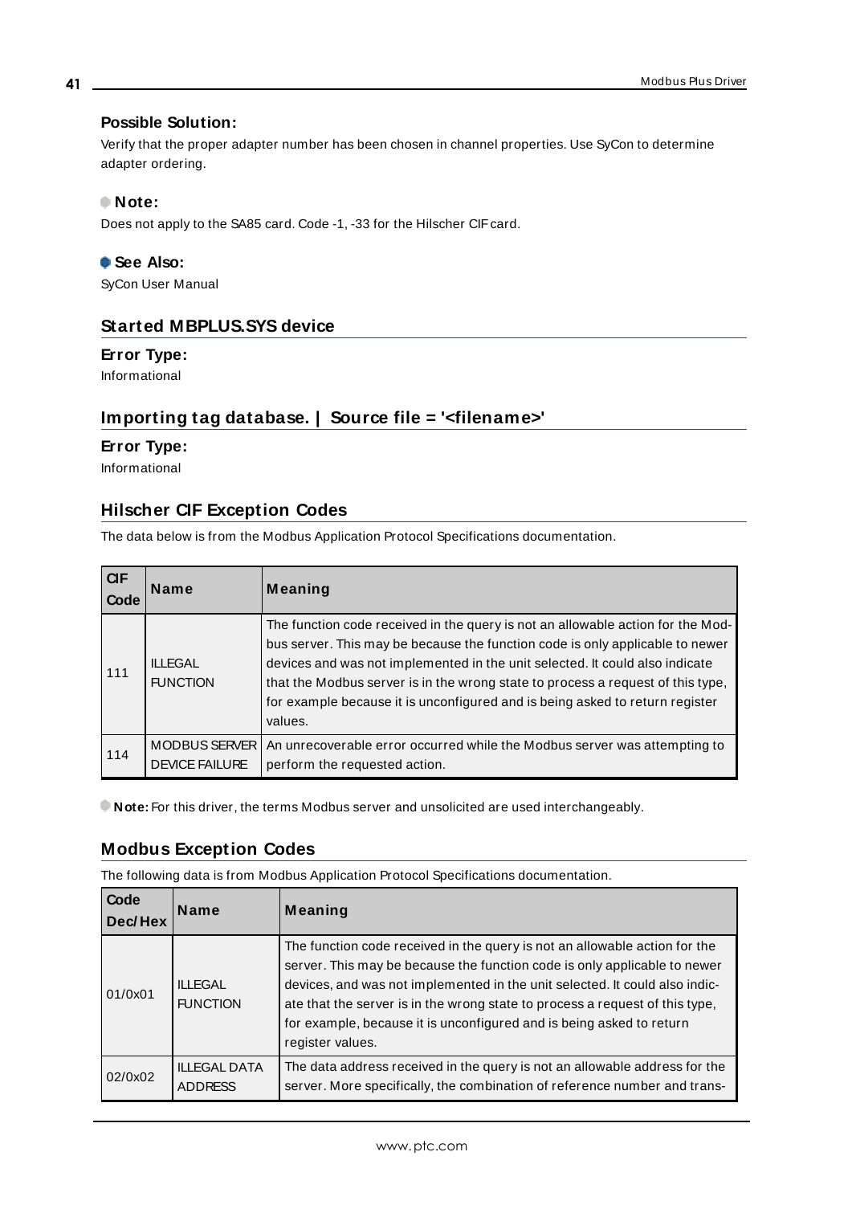**Possible Solution:**

Verify that the proper adapter number has been chosen in channel properties. Use SyCon to determine adapter ordering.

**Note:**

Does not apply to the SA85 card. Code -1, -33 for the Hilscher CIF card.

**See Also:**

SyCon User Manual

## Started MBPLUS.SYS device

**Error Type:**

Informational

## Importing tag database. | Source file = '<filename>'

**Error Type:**

Informational

## Hilscher CIF Exception Codes

The data below is from the Modbus Application Protocol Specifications documentation.

| CIF Code | Name | Meaning |
|---|---|---|
| 111 | ILLEGAL FUNCTION | The function code received in the query is not an allowable action for the Modbus server. This may be because the function code is only applicable to newer devices and was not implemented in the unit selected. It could also indicate that the Modbus server is in the wrong state to process a request of this type, for example because it is unconfigured and is being asked to return register values. |
| 114 | MODBUS SERVER DEVICE FAILURE | An unrecoverable error occurred while the Modbus server was attempting to perform the requested action. |

**Note:** For this driver, the terms Modbus server and unsolicited are used interchangeably.

## Modbus Exception Codes

The following data is from Modbus Application Protocol Specifications documentation.

| Code Dec/Hex | Name | Meaning |
|---|---|---|
| 01/0x01 | ILLEGAL FUNCTION | The function code received in the query is not an allowable action for the server. This may be because the function code is only applicable to newer devices, and was not implemented in the unit selected. It could also indicate that the server is in the wrong state to process a request of this type, for example, because it is unconfigured and is being asked to return register values. |
| 02/0x02 | ILLEGAL DATA ADDRESS | The data address received in the query is not an allowable address for the server. More specifically, the combination of reference number and trans- |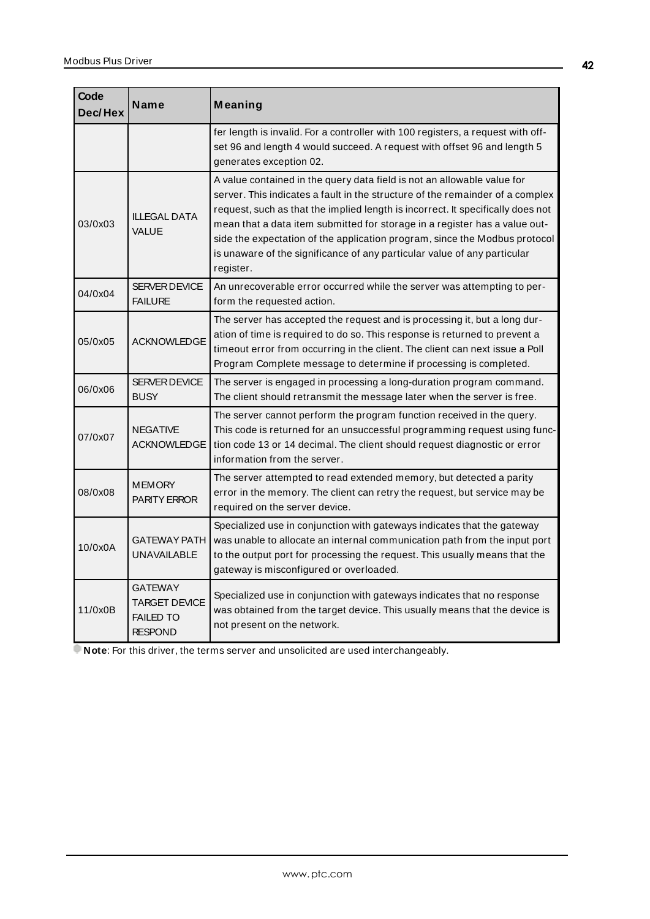| Code Dec/Hex | Name | Meaning |
|---|---|---|
| | | fer length is invalid. For a controller with 100 registers, a request with offset 96 and length 4 would succeed. A request with offset 96 and length 5 generates exception 02. |
| 03/0x03 | ILLEGAL DATA VALUE | A value contained in the query data field is not an allowable value for server. This indicates a fault in the structure of the remainder of a complex request, such as that the implied length is incorrect. It specifically does not mean that a data item submitted for storage in a register has a value outside the expectation of the application program, since the Modbus protocol is unaware of the significance of any particular value of any particular register. |
| 04/0x04 | SERVER DEVICE FAILURE | An unrecoverable error occurred while the server was attempting to perform the requested action. |
| 05/0x05 | ACKNOWLEDGE | The server has accepted the request and is processing it, but a long duration of time is required to do so. This response is returned to prevent a timeout error from occurring in the client. The client can next issue a Poll Program Complete message to determine if processing is completed. |
| 06/0x06 | SERVER DEVICE BUSY | The server is engaged in processing a long-duration program command. The client should retransmit the message later when the server is free. |
| 07/0x07 | NEGATIVE ACKNOWLEDGE | The server cannot perform the program function received in the query. This code is returned for an unsuccessful programming request using function code 13 or 14 decimal. The client should request diagnostic or error information from the server. |
| 08/0x08 | MEMORY PARITY ERROR | The server attempted to read extended memory, but detected a parity error in the memory. The client can retry the request, but service may be required on the server device. |
| 10/0x0A | GATEWAY PATH UNAVAILABLE | Specialized use in conjunction with gateways indicates that the gateway was unable to allocate an internal communication path from the input port to the output port for processing the request. This usually means that the gateway is misconfigured or overloaded. |
| 11/0x0B | GATEWAY TARGET DEVICE FAILED TO RESPOND | Specialized use in conjunction with gateways indicates that no response was obtained from the target device. This usually means that the device is not present on the network. |

**Note**: For this driver, the terms server and unsolicited are used interchangeably.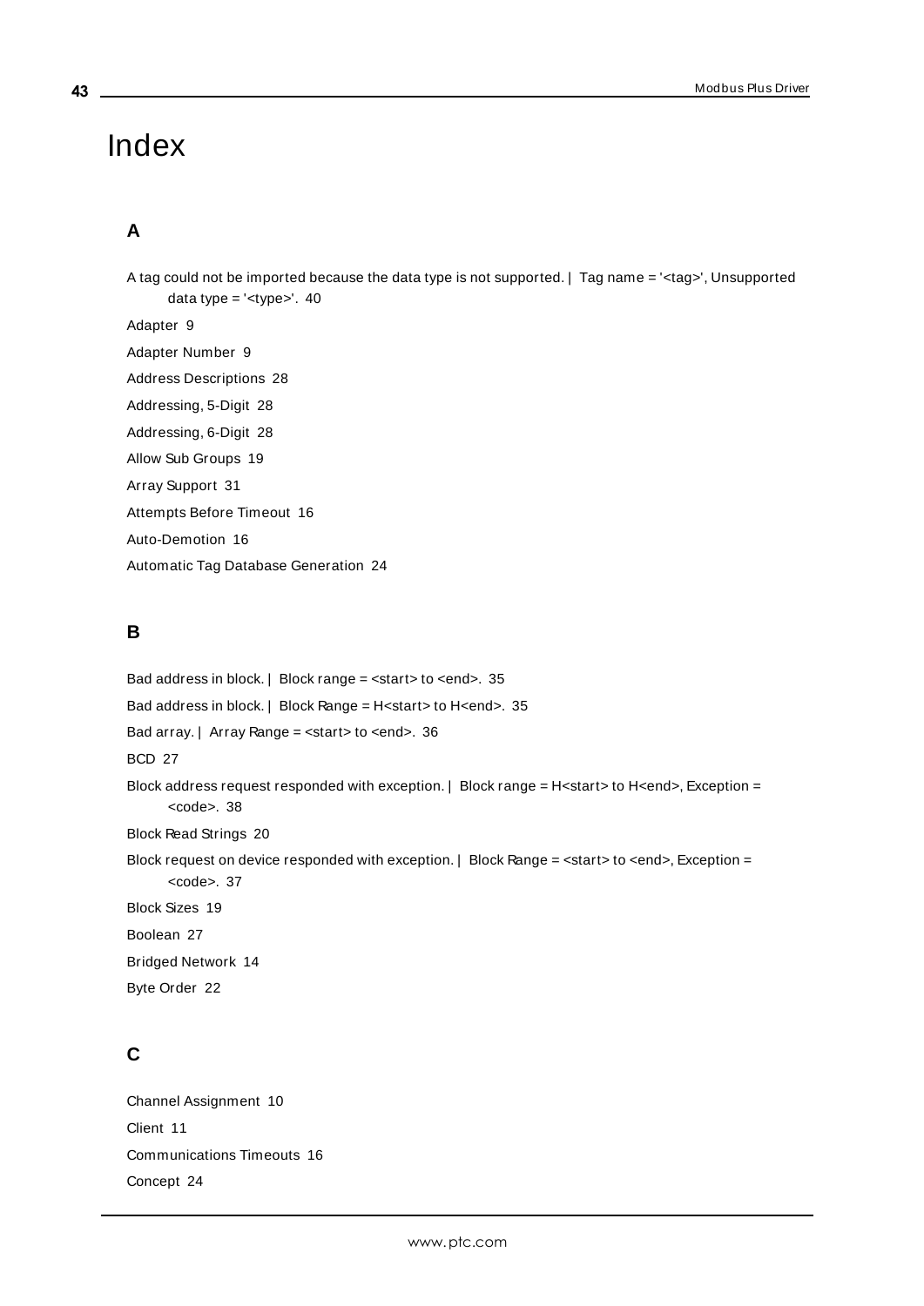# Index

## A

A tag could not be imported because the data type is not supported. | Tag name = '<tag>', Unsupported data type = '<type>'. 40

Adapter 9

Adapter Number 9

Address Descriptions 28

Addressing, 5-Digit 28

Addressing, 6-Digit 28

Allow Sub Groups 19

Array Support 31

Attempts Before Timeout 16

Auto-Demotion 16

Automatic Tag Database Generation 24

## B

Bad address in block. | Block range = <start> to <end>. 35

Bad address in block. | Block Range = H<start> to H<end>. 35

Bad array. | Array Range = <start> to <end>. 36

BCD 27

Block address request responded with exception. | Block range = H<start> to H<end>, Exception = <code>. 38

Block Read Strings 20

Block request on device responded with exception. | Block Range = <start> to <end>, Exception = <code>. 37

Block Sizes 19

Boolean 27

Bridged Network 14

Byte Order 22

## C

Channel Assignment 10

Client 11

Communications Timeouts 16

Concept 24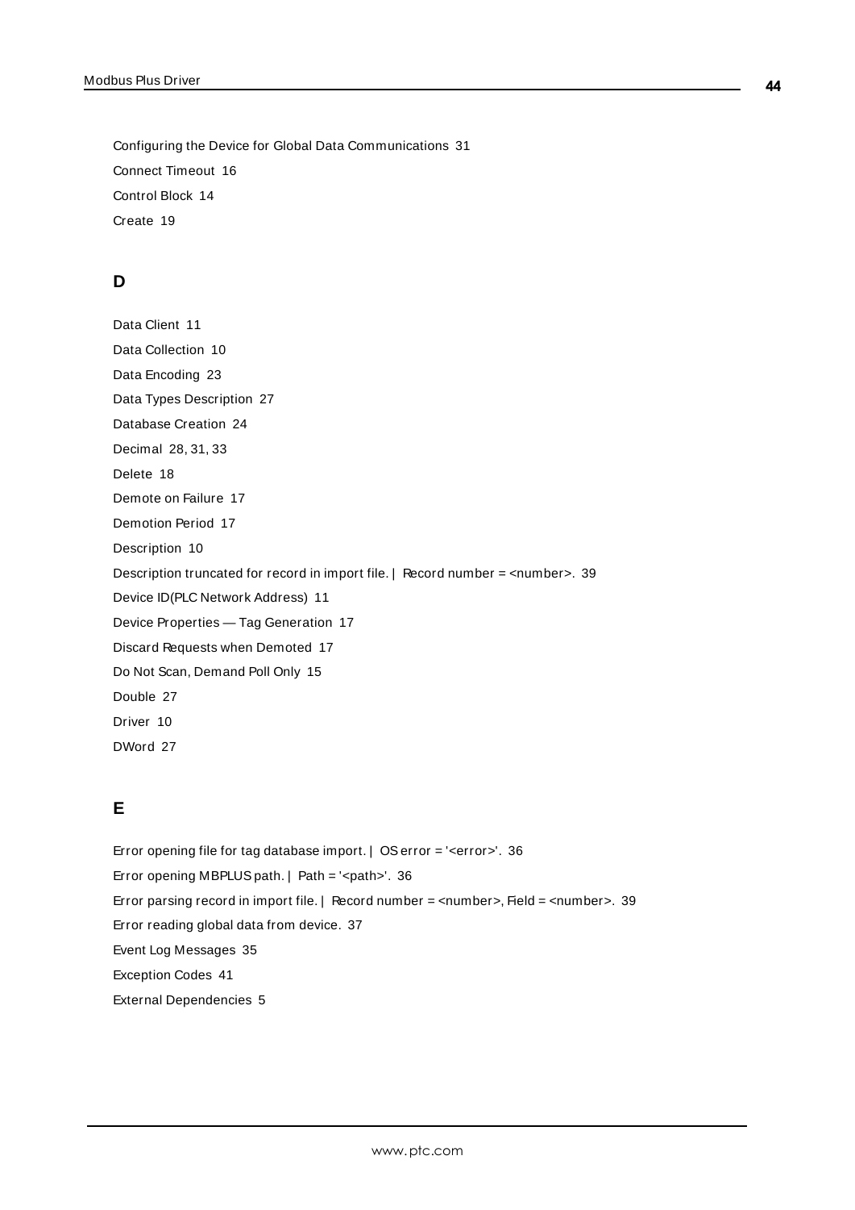Configuring the Device for Global Data Communications 31

Connect Timeout 16

Control Block 14

Create 19

## D

Data Client 11

Data Collection 10

Data Encoding 23

Data Types Description 27

Database Creation 24

Decimal 28, 31, 33

Delete 18

Demote on Failure 17

Demotion Period 17

Description 10

Description truncated for record in import file. | Record number = <number>. 39

Device ID(PLC Network Address) 11

Device Properties — Tag Generation 17

Discard Requests when Demoted 17

Do Not Scan, Demand Poll Only 15

Double 27

Driver 10

DWord 27

## E

Error opening file for tag database import. | OS error = '<error>'. 36

Error opening MBPLUS path. | Path = '<path>'. 36

Error parsing record in import file. | Record number = <number>, Field = <number>. 39

Error reading global data from device. 37

Event Log Messages 35

Exception Codes 41

External Dependencies 5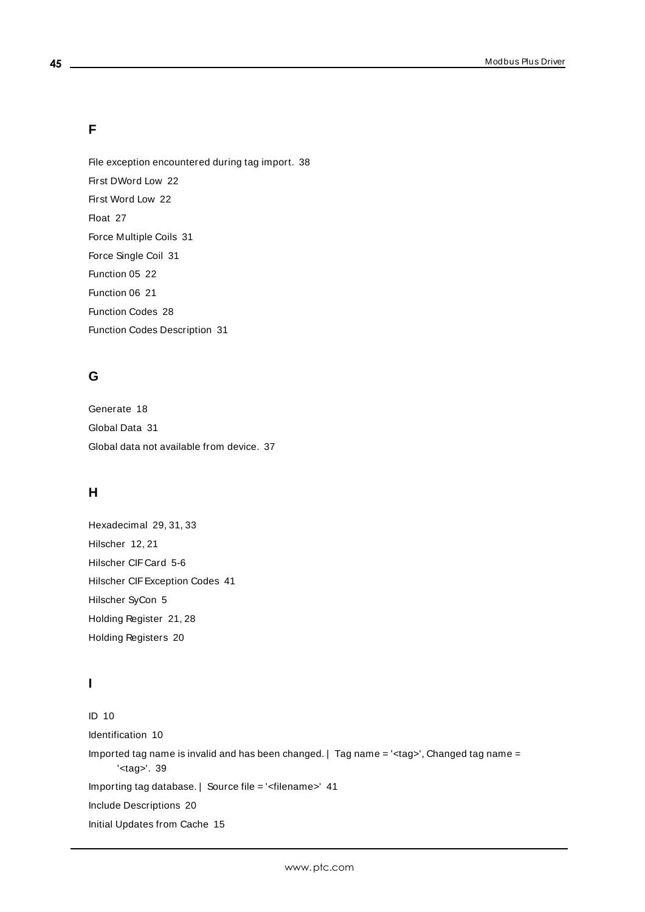## F

File exception encountered during tag import. 38

First DWord Low 22

First Word Low 22

Float 27

Force Multiple Coils 31

Force Single Coil 31

Function 05 22

Function 06 21

Function Codes 28

Function Codes Description 31

## G

Generate 18

Global Data 31

Global data not available from device. 37

## H

Hexadecimal 29, 31, 33

Hilscher 12, 21

Hilscher CIF Card 5-6

Hilscher CIF Exception Codes 41

Hilscher SyCon 5

Holding Register 21, 28

Holding Registers 20

## I

ID 10

Identification 10

Imported tag name is invalid and has been changed. | Tag name = '<tag>', Changed tag name = '<tag>'. 39

Importing tag database. | Source file = '<filename>' 41

Include Descriptions 20

Initial Updates from Cache 15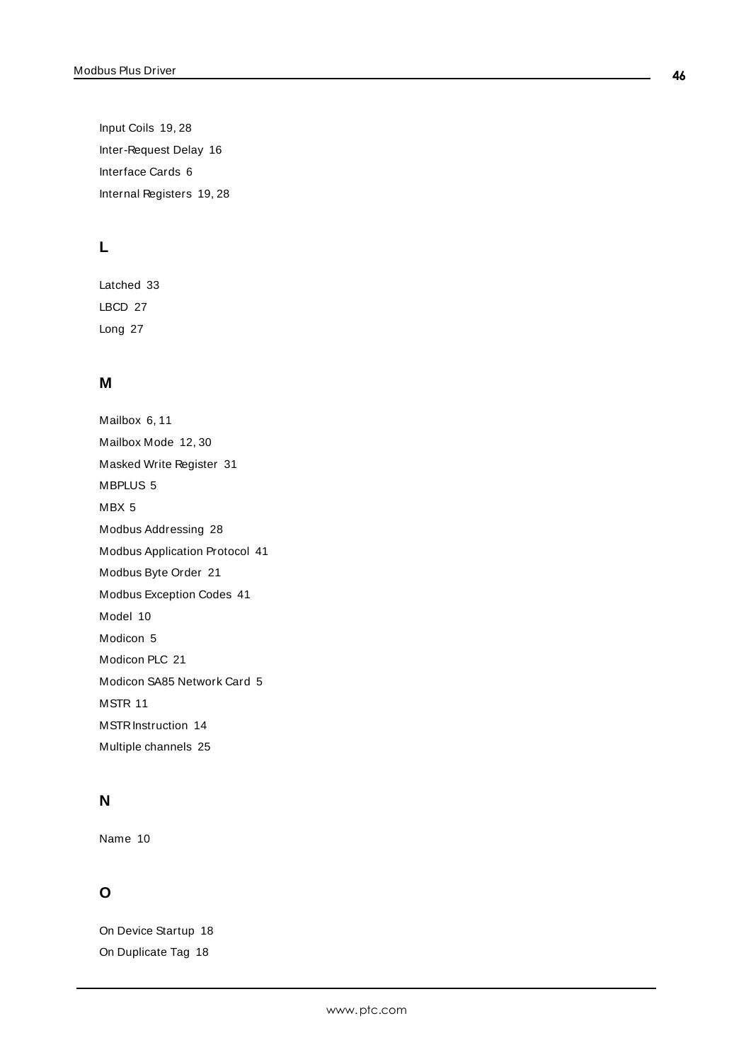Input Coils 19, 28

Inter-Request Delay 16

Interface Cards 6

Internal Registers 19, 28

## L

Latched 33

LBCD 27

Long 27

## M

Mailbox 6, 11

Mailbox Mode 12, 30

Masked Write Register 31

MBPLUS 5

MBX 5

Modbus Addressing 28

Modbus Application Protocol 41

Modbus Byte Order 21

Modbus Exception Codes 41

Model 10

Modicon 5

Modicon PLC 21

Modicon SA85 Network Card 5

MSTR 11

MSTR Instruction 14

Multiple channels 25

## N

Name 10

## O

On Device Startup 18

On Duplicate Tag 18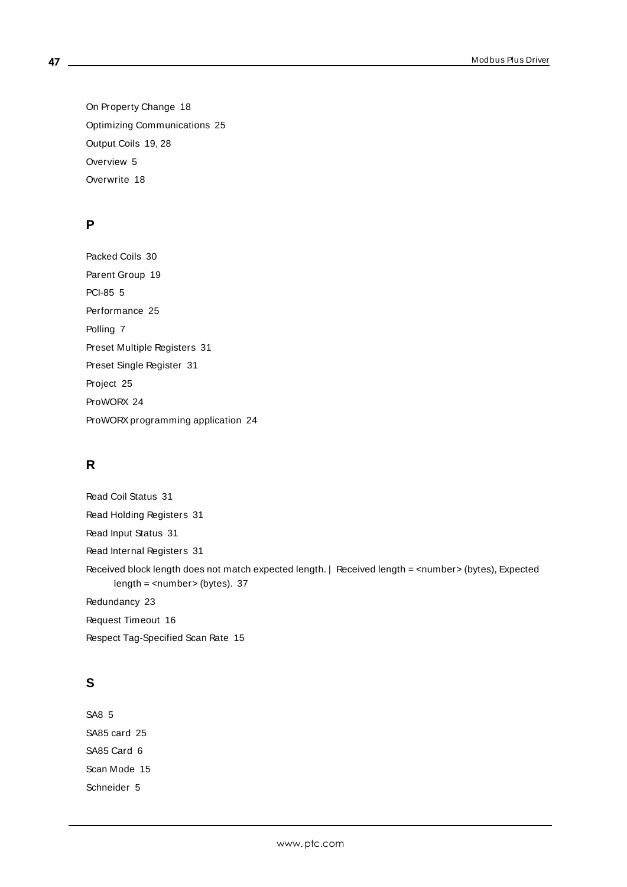On Property Change 18

Optimizing Communications 25

Output Coils 19, 28

Overview 5

Overwrite 18

## P

Packed Coils 30

Parent Group 19

PCI-85 5

Performance 25

Polling 7

Preset Multiple Registers 31

Preset Single Register 31

Project 25

ProWORX 24

ProWORX programming application 24

## R

Read Coil Status 31

Read Holding Registers 31

Read Input Status 31

Read Internal Registers 31

Received block length does not match expected length. | Received length = <number> (bytes), Expected length = <number> (bytes). 37

Redundancy 23

Request Timeout 16

Respect Tag-Specified Scan Rate 15

## S

SA8 5

SA85 card 25

SA85 Card 6

Scan Mode 15

Schneider 5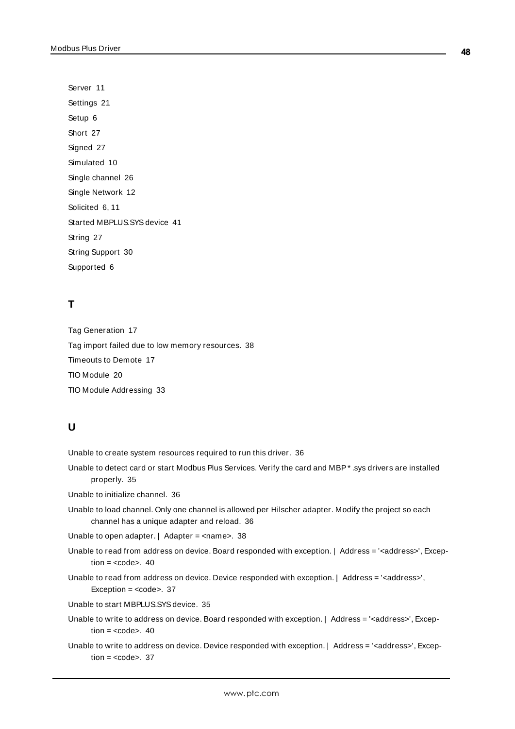Server 11

Settings 21

Setup 6

Short 27

Signed 27

Simulated 10

Single channel 26

Single Network 12

Solicited 6, 11

Started MBPLUS.SYS device 41

String 27

String Support 30

Supported 6

## T

Tag Generation 17

Tag import failed due to low memory resources. 38

Timeouts to Demote 17

TIO Module 20

TIO Module Addressing 33

## U

Unable to create system resources required to run this driver. 36

Unable to detect card or start Modbus Plus Services. Verify the card and MBP*.sys drivers are installed properly. 35

Unable to initialize channel. 36

Unable to load channel. Only one channel is allowed per Hilscher adapter. Modify the project so each channel has a unique adapter and reload. 36

Unable to open adapter. | Adapter = <name>. 38

Unable to read from address on device. Board responded with exception. | Address = '<address>', Exception = <code>. 40

Unable to read from address on device. Device responded with exception. | Address = '<address>', Exception = <code>. 37

Unable to start MBPLUS.SYS device. 35

Unable to write to address on device. Board responded with exception. | Address = '<address>', Exception = <code>. 40

Unable to write to address on device. Device responded with exception. | Address = '<address>', Exception = <code>. 37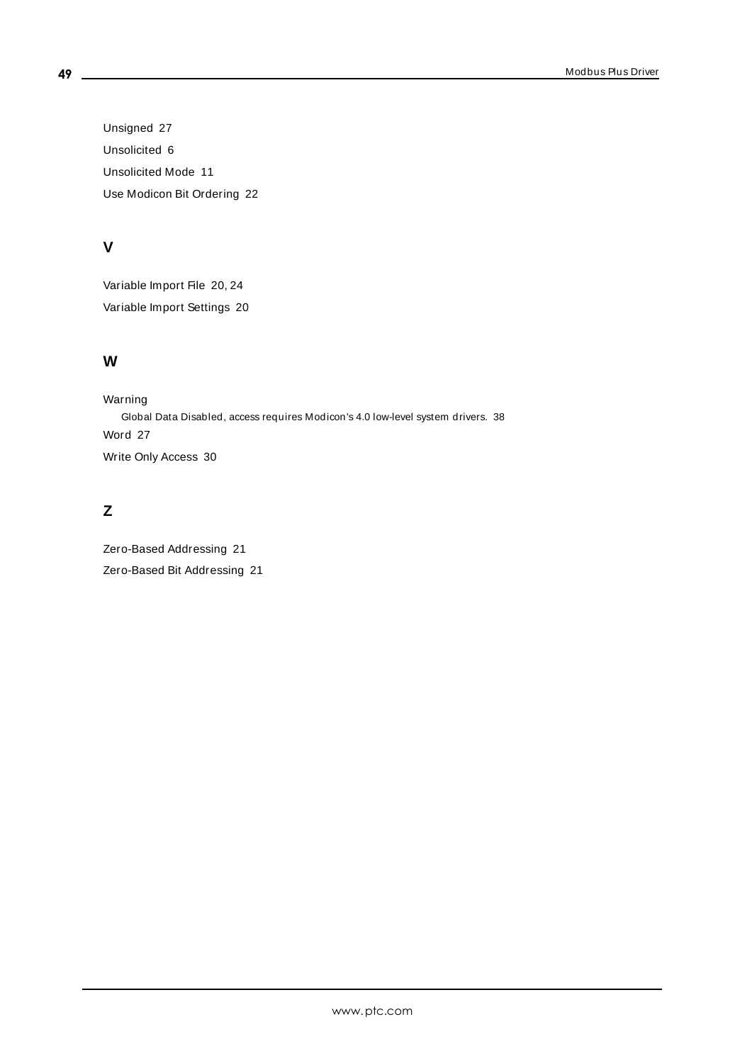Unsigned 27

Unsolicited 6

Unsolicited Mode 11

Use Modicon Bit Ordering 22

## V

Variable Import File 20, 24

Variable Import Settings 20

## W

Warning

- Global Data Disabled, access requires Modicon's 4.0 low-level system drivers. 38

Word 27

Write Only Access 30

## Z

Zero-Based Addressing 21

Zero-Based Bit Addressing 21